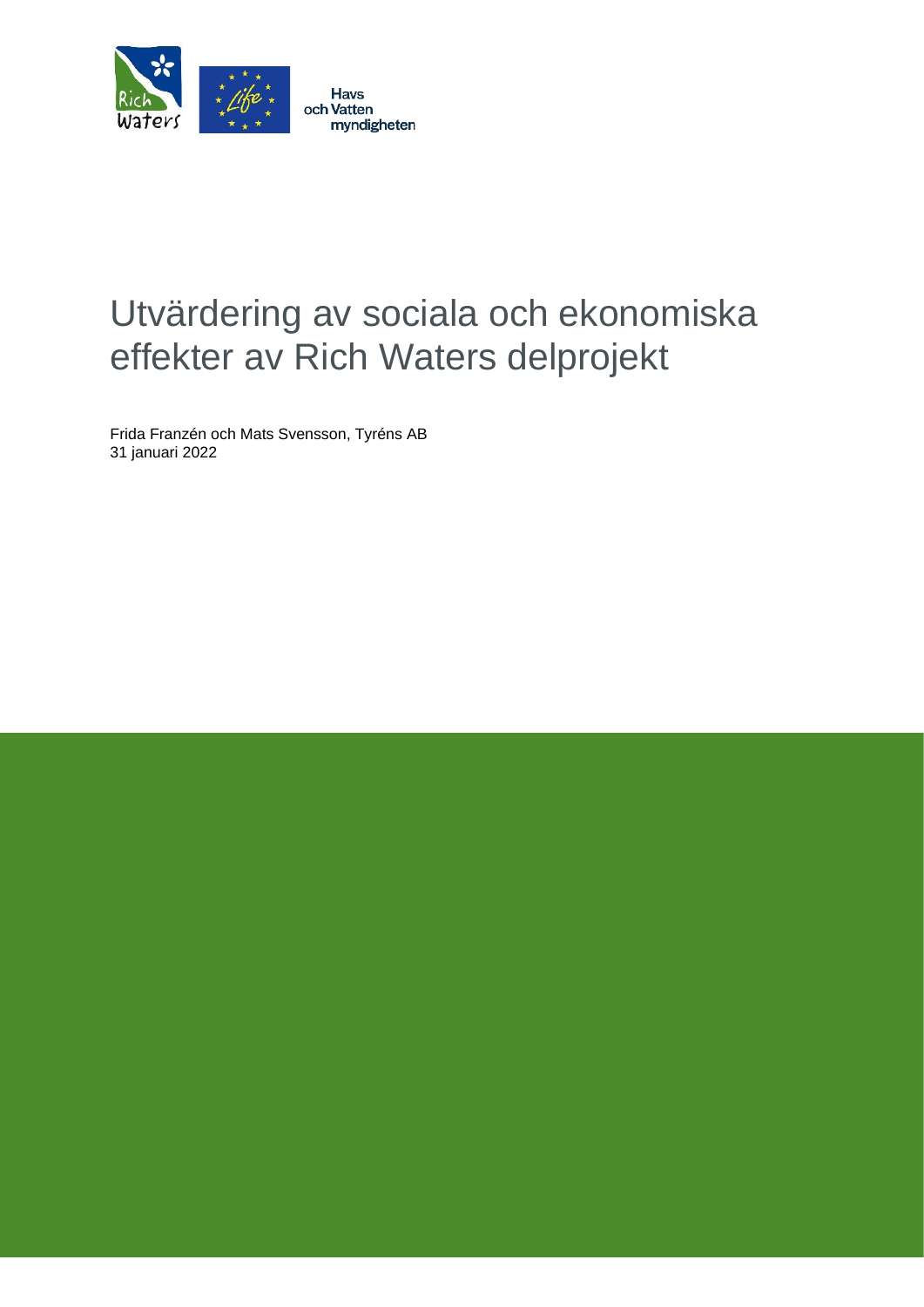Rich Waters

Havs
och Vatten
myndigheten

# Utvärdering av sociala och ekonomiska effekter av Rich Waters delprojekt

Frida Franzén och Mats Svensson, Tyréns AB
31 januari 2022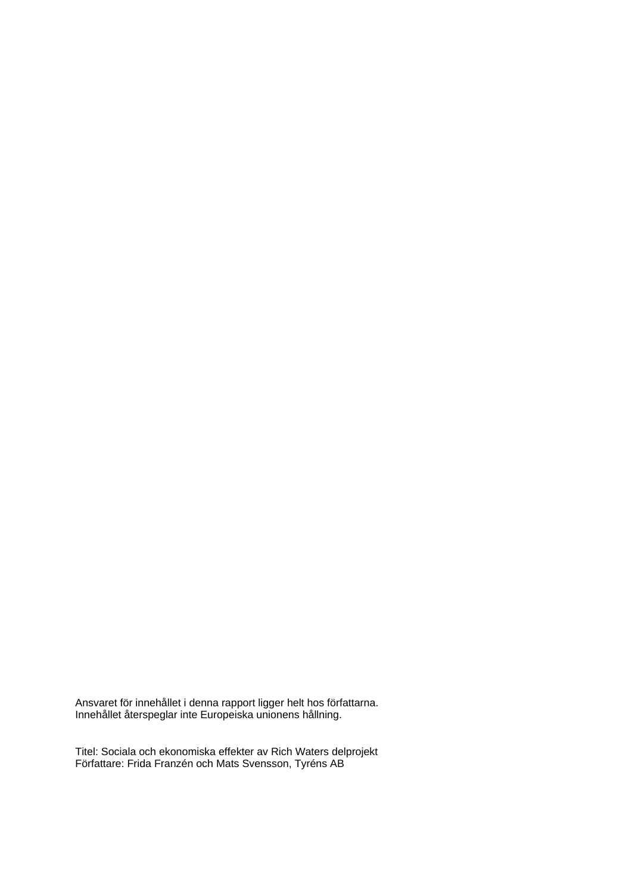Ansvaret för innehållet i denna rapport ligger helt hos författarna.
Innehållet återspeglar inte Europeiska unionens hållning.

Titel: Sociala och ekonomiska effekter av Rich Waters delprojekt
Författare: Frida Franzén och Mats Svensson, Tyréns AB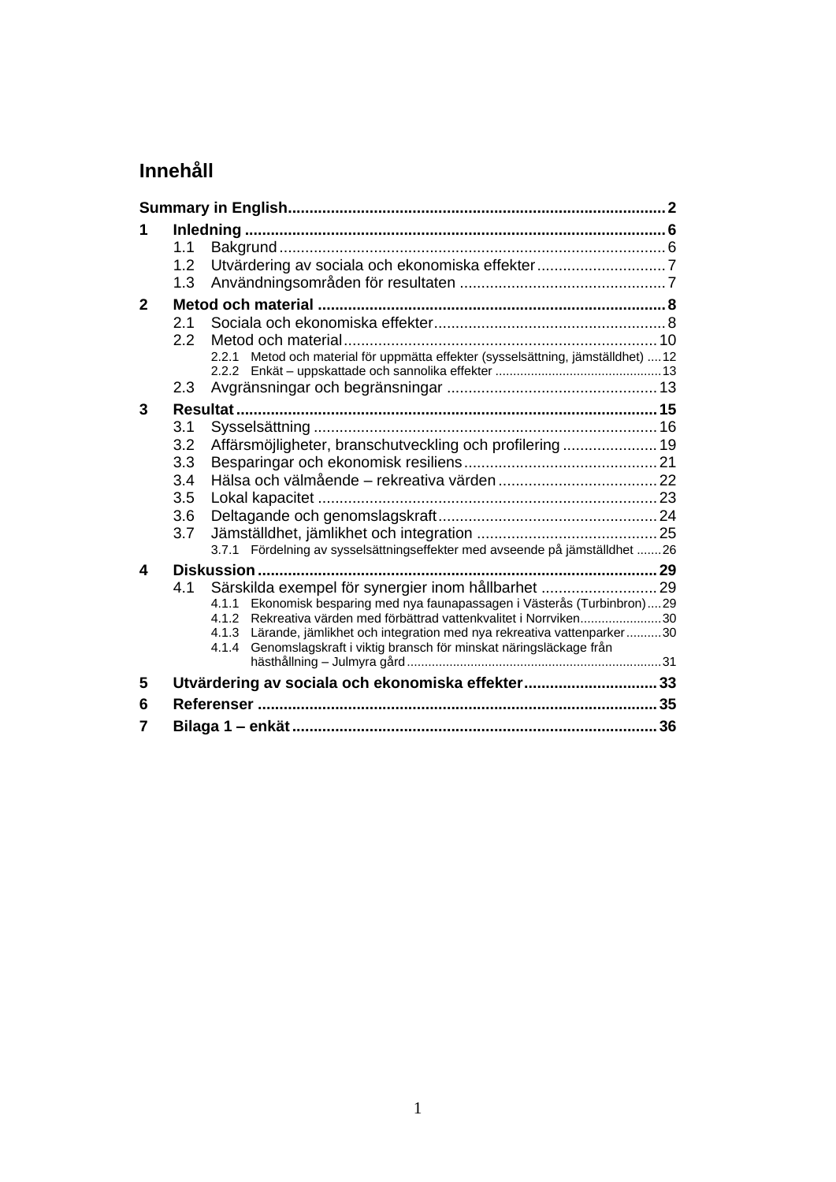# Innehåll

**Summary in English** ..... 2

**1 Inledning** ..... 6
- 1.1 Bakgrund ..... 6
- 1.2 Utvärdering av sociala och ekonomiska effekter ..... 7
- 1.3 Användningsområden för resultaten ..... 7

**2 Metod och material** ..... 8
- 2.1 Sociala och ekonomiska effekter ..... 8
- 2.2 Metod och material ..... 10
  - 2.2.1 Metod och material för uppmätta effekter (sysselsättning, jämställdhet) ..... 12
  - 2.2.2 Enkät – uppskattade och sannolika effekter ..... 13
- 2.3 Avgränsningar och begränsningar ..... 13

**3 Resultat** ..... 15
- 3.1 Sysselsättning ..... 16
- 3.2 Affärsmöjligheter, branschutveckling och profilering ..... 19
- 3.3 Besparingar och ekonomisk resiliens ..... 21
- 3.4 Hälsa och välmående – rekreativa värden ..... 22
- 3.5 Lokal kapacitet ..... 23
- 3.6 Deltagande och genomslagskraft ..... 24
- 3.7 Jämställdhet, jämlikhet och integration ..... 25
  - 3.7.1 Fördelning av sysselsättningseffekter med avseende på jämställdhet ..... 26

**4 Diskussion** ..... 29
- 4.1 Särskilda exempel för synergier inom hållbarhet ..... 29
  - 4.1.1 Ekonomisk besparing med nya faunapassagen i Västerås (Turbinbron) ..... 29
  - 4.1.2 Rekreativa värden med förbättrad vattenkvalitet i Norrviken ..... 30
  - 4.1.3 Lärande, jämlikhet och integration med nya rekreativa vattenparker ..... 30
  - 4.1.4 Genomslagskraft i viktig bransch för minskat näringsläckage från hästhållning – Julmyra gård ..... 31

**5 Utvärdering av sociala och ekonomiska effekter** ..... 33

**6 Referenser** ..... 35

**7 Bilaga 1 – enkät** ..... 36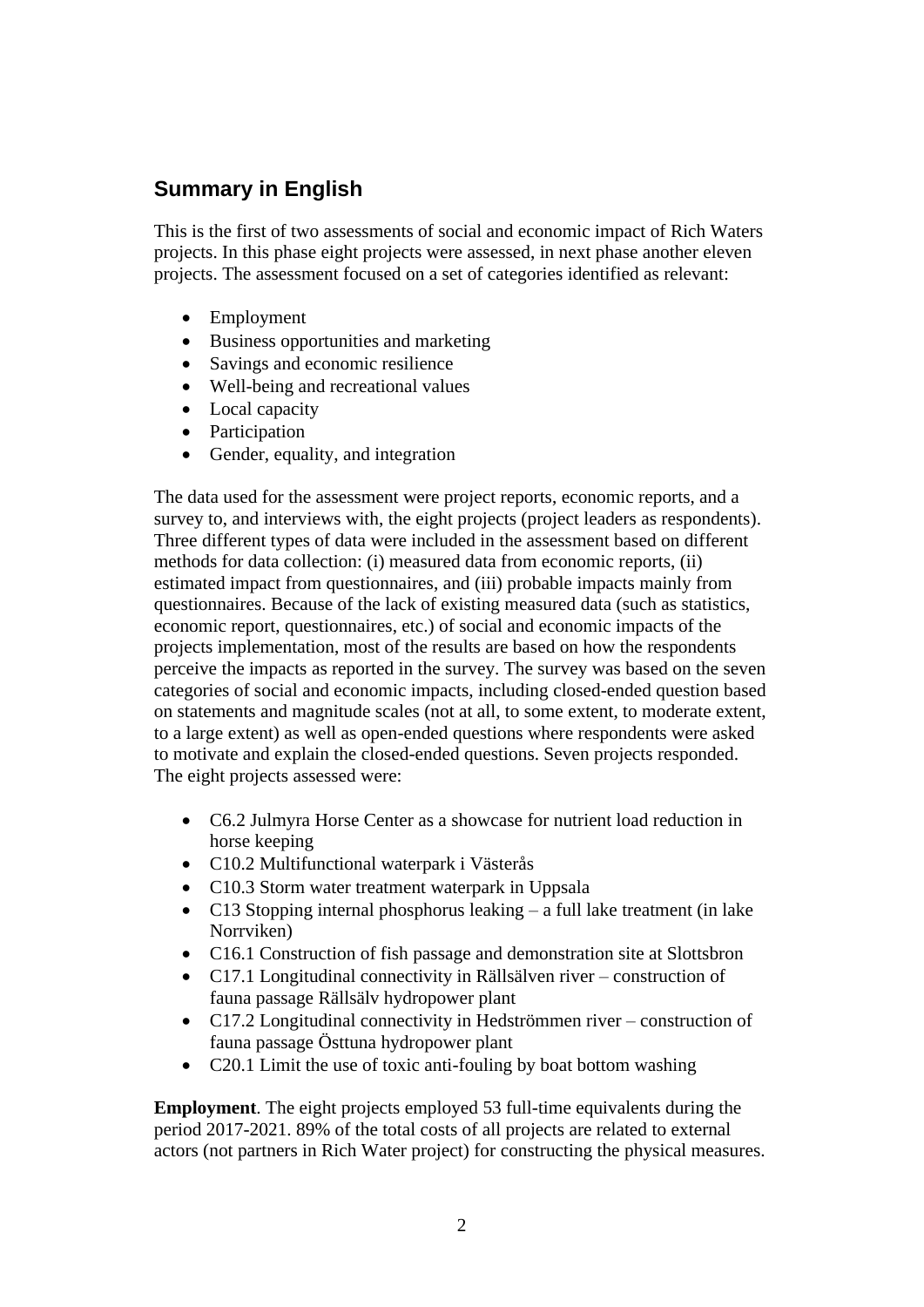## Summary in English

This is the first of two assessments of social and economic impact of Rich Waters projects. In this phase eight projects were assessed, in next phase another eleven projects. The assessment focused on a set of categories identified as relevant:

- Employment
- Business opportunities and marketing
- Savings and economic resilience
- Well-being and recreational values
- Local capacity
- Participation
- Gender, equality, and integration

The data used for the assessment were project reports, economic reports, and a survey to, and interviews with, the eight projects (project leaders as respondents). Three different types of data were included in the assessment based on different methods for data collection: (i) measured data from economic reports, (ii) estimated impact from questionnaires, and (iii) probable impacts mainly from questionnaires. Because of the lack of existing measured data (such as statistics, economic report, questionnaires, etc.) of social and economic impacts of the projects implementation, most of the results are based on how the respondents perceive the impacts as reported in the survey. The survey was based on the seven categories of social and economic impacts, including closed-ended question based on statements and magnitude scales (not at all, to some extent, to moderate extent, to a large extent) as well as open-ended questions where respondents were asked to motivate and explain the closed-ended questions. Seven projects responded. The eight projects assessed were:

- C6.2 Julmyra Horse Center as a showcase for nutrient load reduction in horse keeping
- C10.2 Multifunctional waterpark i Västerås
- C10.3 Storm water treatment waterpark in Uppsala
- C13 Stopping internal phosphorus leaking – a full lake treatment (in lake Norrviken)
- C16.1 Construction of fish passage and demonstration site at Slottsbron
- C17.1 Longitudinal connectivity in Rällsälven river – construction of fauna passage Rällsälv hydropower plant
- C17.2 Longitudinal connectivity in Hedströmmen river – construction of fauna passage Östtuna hydropower plant
- C20.1 Limit the use of toxic anti-fouling by boat bottom washing

**Employment**. The eight projects employed 53 full-time equivalents during the period 2017-2021. 89% of the total costs of all projects are related to external actors (not partners in Rich Water project) for constructing the physical measures.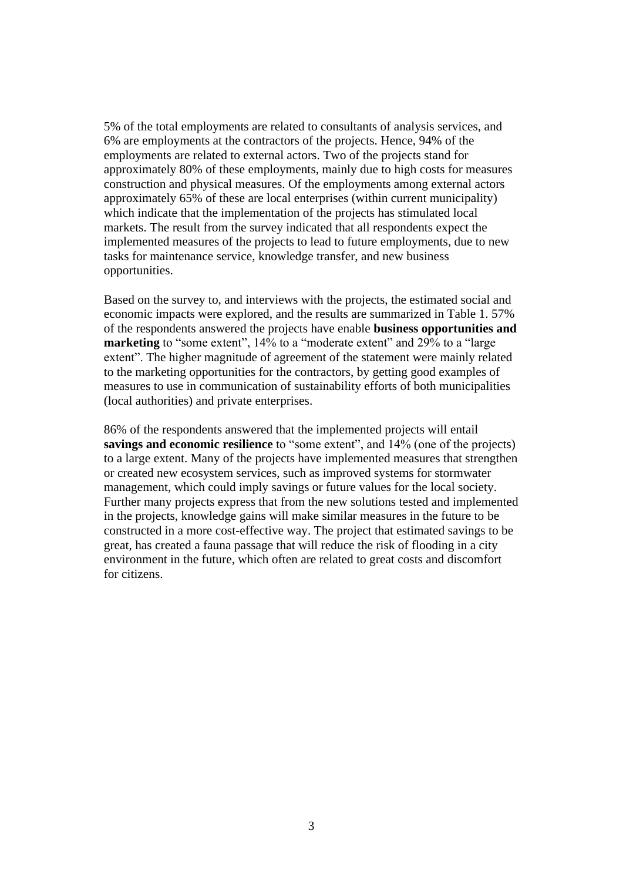5% of the total employments are related to consultants of analysis services, and 6% are employments at the contractors of the projects. Hence, 94% of the employments are related to external actors. Two of the projects stand for approximately 80% of these employments, mainly due to high costs for measures construction and physical measures. Of the employments among external actors approximately 65% of these are local enterprises (within current municipality) which indicate that the implementation of the projects has stimulated local markets. The result from the survey indicated that all respondents expect the implemented measures of the projects to lead to future employments, due to new tasks for maintenance service, knowledge transfer, and new business opportunities.

Based on the survey to, and interviews with the projects, the estimated social and economic impacts were explored, and the results are summarized in Table 1. 57% of the respondents answered the projects have enable **business opportunities and marketing** to "some extent", 14% to a "moderate extent" and 29% to a "large extent". The higher magnitude of agreement of the statement were mainly related to the marketing opportunities for the contractors, by getting good examples of measures to use in communication of sustainability efforts of both municipalities (local authorities) and private enterprises.

86% of the respondents answered that the implemented projects will entail **savings and economic resilience** to "some extent", and 14% (one of the projects) to a large extent. Many of the projects have implemented measures that strengthen or created new ecosystem services, such as improved systems for stormwater management, which could imply savings or future values for the local society. Further many projects express that from the new solutions tested and implemented in the projects, knowledge gains will make similar measures in the future to be constructed in a more cost-effective way. The project that estimated savings to be great, has created a fauna passage that will reduce the risk of flooding in a city environment in the future, which often are related to great costs and discomfort for citizens.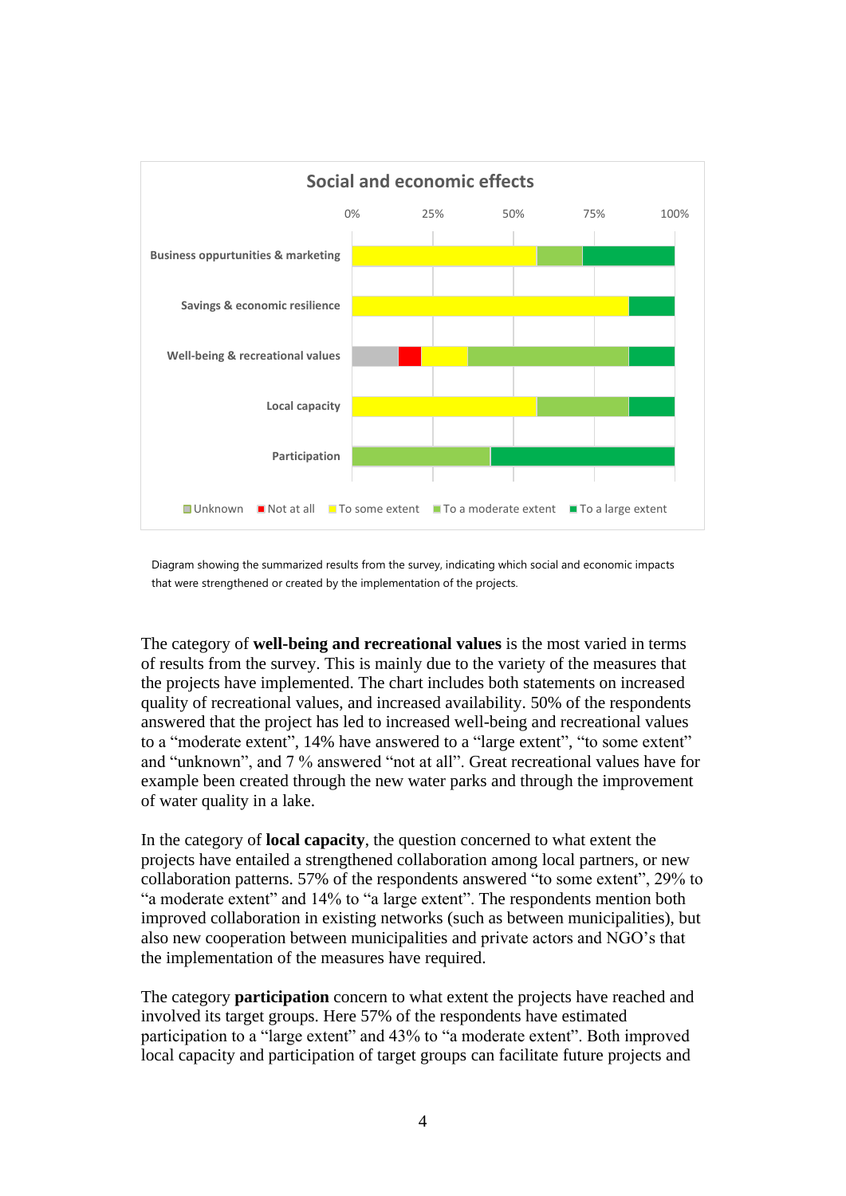Social and economic effects

Diagram showing the summarized results from the survey, indicating which social and economic impacts that were strengthened or created by the implementation of the projects.

The category of **well-being and recreational values** is the most varied in terms of results from the survey. This is mainly due to the variety of the measures that the projects have implemented. The chart includes both statements on increased quality of recreational values, and increased availability. 50% of the respondents answered that the project has led to increased well-being and recreational values to a "moderate extent", 14% have answered to a "large extent", "to some extent" and "unknown", and 7 % answered "not at all". Great recreational values have for example been created through the new water parks and through the improvement of water quality in a lake.

In the category of **local capacity**, the question concerned to what extent the projects have entailed a strengthened collaboration among local partners, or new collaboration patterns. 57% of the respondents answered "to some extent", 29% to "a moderate extent" and 14% to "a large extent". The respondents mention both improved collaboration in existing networks (such as between municipalities), but also new cooperation between municipalities and private actors and NGO's that the implementation of the measures have required.

The category **participation** concern to what extent the projects have reached and involved its target groups. Here 57% of the respondents have estimated participation to a "large extent" and 43% to "a moderate extent". Both improved local capacity and participation of target groups can facilitate future projects and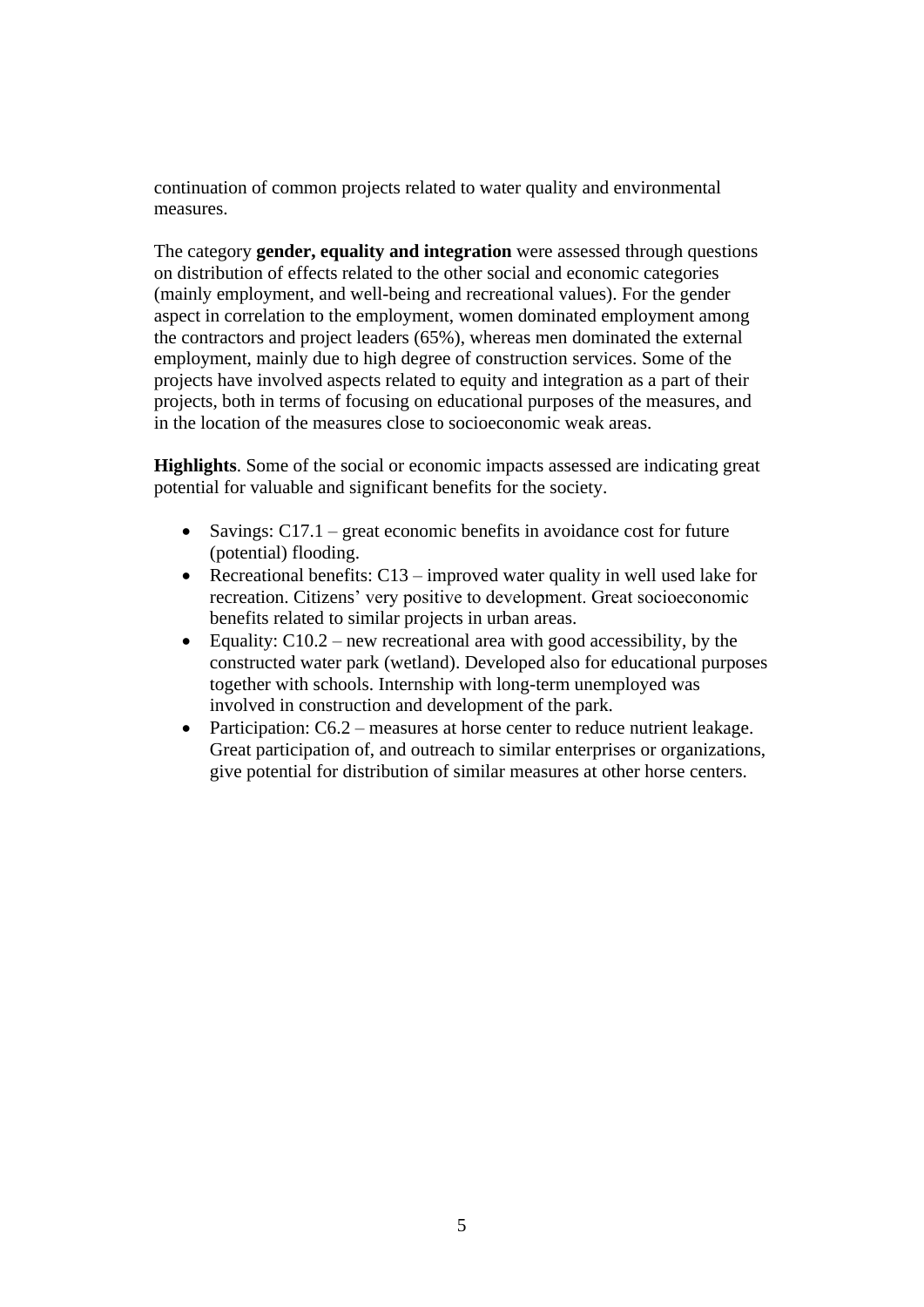continuation of common projects related to water quality and environmental measures.

The category **gender, equality and integration** were assessed through questions on distribution of effects related to the other social and economic categories (mainly employment, and well-being and recreational values). For the gender aspect in correlation to the employment, women dominated employment among the contractors and project leaders (65%), whereas men dominated the external employment, mainly due to high degree of construction services. Some of the projects have involved aspects related to equity and integration as a part of their projects, both in terms of focusing on educational purposes of the measures, and in the location of the measures close to socioeconomic weak areas.

**Highlights**. Some of the social or economic impacts assessed are indicating great potential for valuable and significant benefits for the society.

- Savings: C17.1 – great economic benefits in avoidance cost for future (potential) flooding.
- Recreational benefits: C13 – improved water quality in well used lake for recreation. Citizens' very positive to development. Great socioeconomic benefits related to similar projects in urban areas.
- Equality: C10.2 – new recreational area with good accessibility, by the constructed water park (wetland). Developed also for educational purposes together with schools. Internship with long-term unemployed was involved in construction and development of the park.
- Participation: C6.2 – measures at horse center to reduce nutrient leakage. Great participation of, and outreach to similar enterprises or organizations, give potential for distribution of similar measures at other horse centers.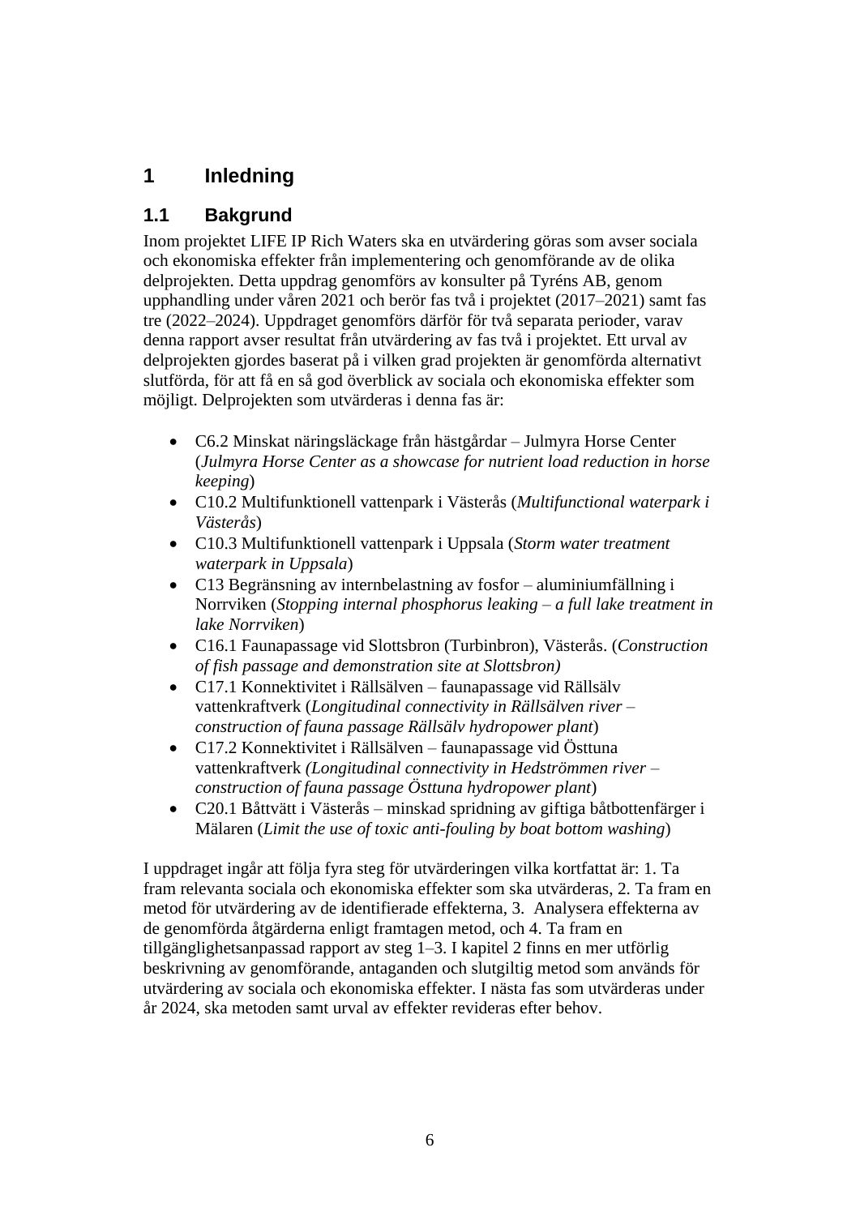# 1 Inledning

## 1.1 Bakgrund

Inom projektet LIFE IP Rich Waters ska en utvärdering göras som avser sociala och ekonomiska effekter från implementering och genomförande av de olika delprojekten. Detta uppdrag genomförs av konsulter på Tyréns AB, genom upphandling under våren 2021 och berör fas två i projektet (2017–2021) samt fas tre (2022–2024). Uppdraget genomförs därför för två separata perioder, varav denna rapport avser resultat från utvärdering av fas två i projektet. Ett urval av delprojekten gjordes baserat på i vilken grad projekten är genomförda alternativt slutförda, för att få en så god överblick av sociala och ekonomiska effekter som möjligt. Delprojekten som utvärderas i denna fas är:

- C6.2 Minskat näringsläckage från hästgårdar – Julmyra Horse Center (*Julmyra Horse Center as a showcase for nutrient load reduction in horse keeping*)
- C10.2 Multifunktionell vattenpark i Västerås (*Multifunctional waterpark i Västerås*)
- C10.3 Multifunktionell vattenpark i Uppsala (*Storm water treatment waterpark in Uppsala*)
- C13 Begränsning av internbelastning av fosfor – aluminiumfällning i Norrviken (*Stopping internal phosphorus leaking – a full lake treatment in lake Norrviken*)
- C16.1 Faunapassage vid Slottsbron (Turbinbron), Västerås. (*Construction of fish passage and demonstration site at Slottsbron)*
- C17.1 Konnektivitet i Rällsälven – faunapassage vid Rällsälv vattenkraftverk (*Longitudinal connectivity in Rällsälven river – construction of fauna passage Rällsälv hydropower plant*)
- C17.2 Konnektivitet i Rällsälven – faunapassage vid Östtuna vattenkraftverk *(Longitudinal connectivity in Hedströmmen river – construction of fauna passage Östtuna hydropower plant*)
- C20.1 Båttvätt i Västerås – minskad spridning av giftiga båtbottenfärger i Mälaren (*Limit the use of toxic anti-fouling by boat bottom washing*)

I uppdraget ingår att följa fyra steg för utvärderingen vilka kortfattat är: 1. Ta fram relevanta sociala och ekonomiska effekter som ska utvärderas, 2. Ta fram en metod för utvärdering av de identifierade effekterna, 3. Analysera effekterna av de genomförda åtgärderna enligt framtagen metod, och 4. Ta fram en tillgänglighetsanpassad rapport av steg 1–3. I kapitel 2 finns en mer utförlig beskrivning av genomförande, antaganden och slutgiltig metod som används för utvärdering av sociala och ekonomiska effekter. I nästa fas som utvärderas under år 2024, ska metoden samt urval av effekter revideras efter behov.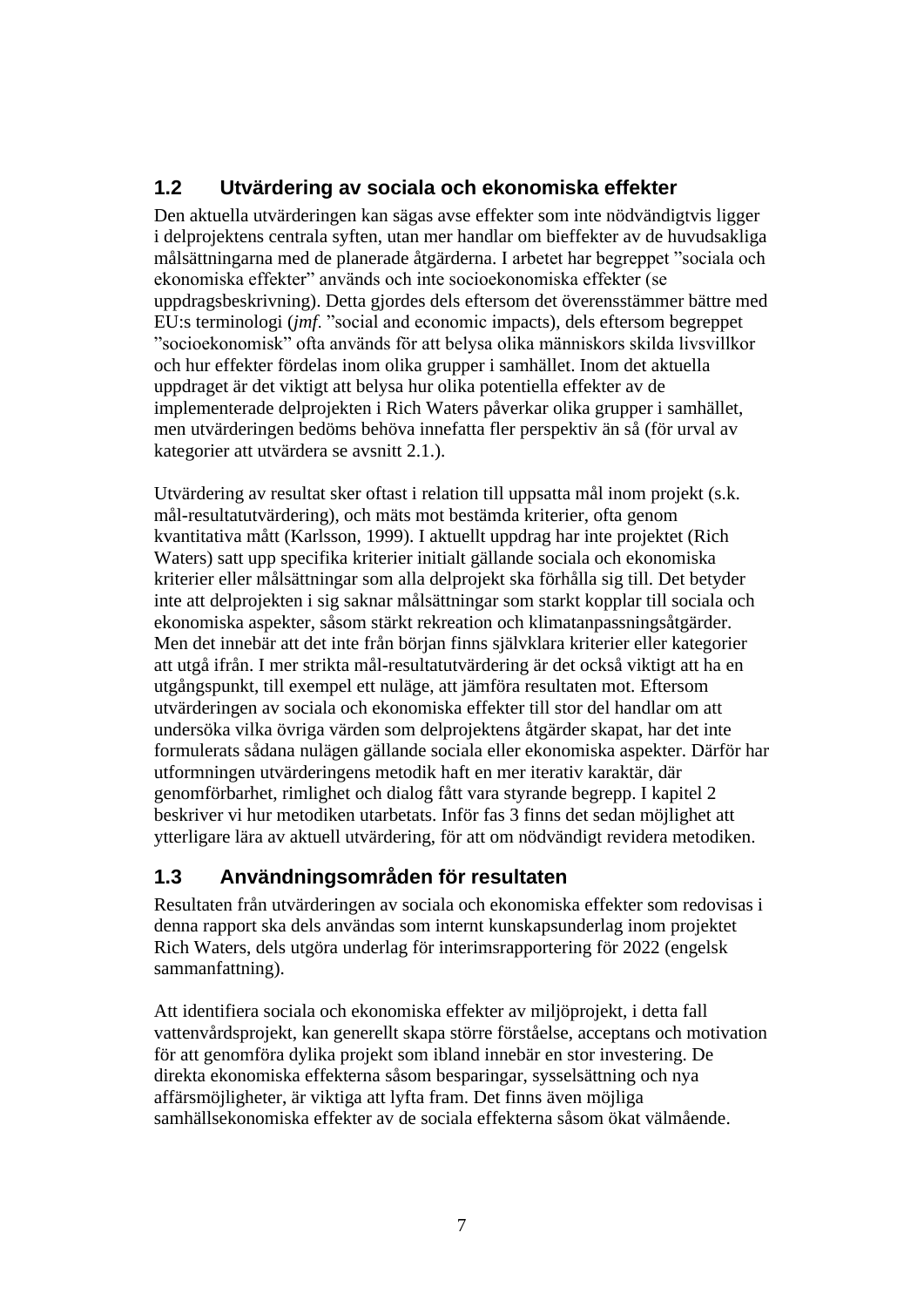## 1.2 Utvärdering av sociala och ekonomiska effekter

Den aktuella utvärderingen kan sägas avse effekter som inte nödvändigtvis ligger i delprojektens centrala syften, utan mer handlar om bieffekter av de huvudsakliga målsättningarna med de planerade åtgärderna. I arbetet har begreppet ”sociala och ekonomiska effekter” används och inte socioekonomiska effekter (se uppdragsbeskrivning). Detta gjordes dels eftersom det överensstämmer bättre med EU:s terminologi (*jmf*. ”social and economic impacts), dels eftersom begreppet ”socioekonomisk” ofta används för att belysa olika människors skilda livsvillkor och hur effekter fördelas inom olika grupper i samhället. Inom det aktuella uppdraget är det viktigt att belysa hur olika potentiella effekter av de implementerade delprojekten i Rich Waters påverkar olika grupper i samhället, men utvärderingen bedöms behöva innefatta fler perspektiv än så (för urval av kategorier att utvärdera se avsnitt 2.1.).

Utvärdering av resultat sker oftast i relation till uppsatta mål inom projekt (s.k. mål-resultatutvärdering), och mäts mot bestämda kriterier, ofta genom kvantitativa mått (Karlsson, 1999). I aktuellt uppdrag har inte projektet (Rich Waters) satt upp specifika kriterier initialt gällande sociala och ekonomiska kriterier eller målsättningar som alla delprojekt ska förhålla sig till. Det betyder inte att delprojekten i sig saknar målsättningar som starkt kopplar till sociala och ekonomiska aspekter, såsom stärkt rekreation och klimatanpassningsåtgärder. Men det innebär att det inte från början finns självklara kriterier eller kategorier att utgå ifrån. I mer strikta mål-resultatutvärdering är det också viktigt att ha en utgångspunkt, till exempel ett nuläge, att jämföra resultaten mot. Eftersom utvärderingen av sociala och ekonomiska effekter till stor del handlar om att undersöka vilka övriga värden som delprojektens åtgärder skapat, har det inte formulerats sådana nulägen gällande sociala eller ekonomiska aspekter. Därför har utformningen utvärderingens metodik haft en mer iterativ karaktär, där genomförbarhet, rimlighet och dialog fått vara styrande begrepp. I kapitel 2 beskriver vi hur metodiken utarbetats. Inför fas 3 finns det sedan möjlighet att ytterligare lära av aktuell utvärdering, för att om nödvändigt revidera metodiken.

## 1.3 Användningsområden för resultaten

Resultaten från utvärderingen av sociala och ekonomiska effekter som redovisas i denna rapport ska dels användas som internt kunskapsunderlag inom projektet Rich Waters, dels utgöra underlag för interimsrapportering för 2022 (engelsk sammanfattning).

Att identifiera sociala och ekonomiska effekter av miljöprojekt, i detta fall vattenvårdsprojekt, kan generellt skapa större förståelse, acceptans och motivation för att genomföra dylika projekt som ibland innebär en stor investering. De direkta ekonomiska effekterna såsom besparingar, sysselsättning och nya affärsmöjligheter, är viktiga att lyfta fram. Det finns även möjliga samhällsekonomiska effekter av de sociala effekterna såsom ökat välmående.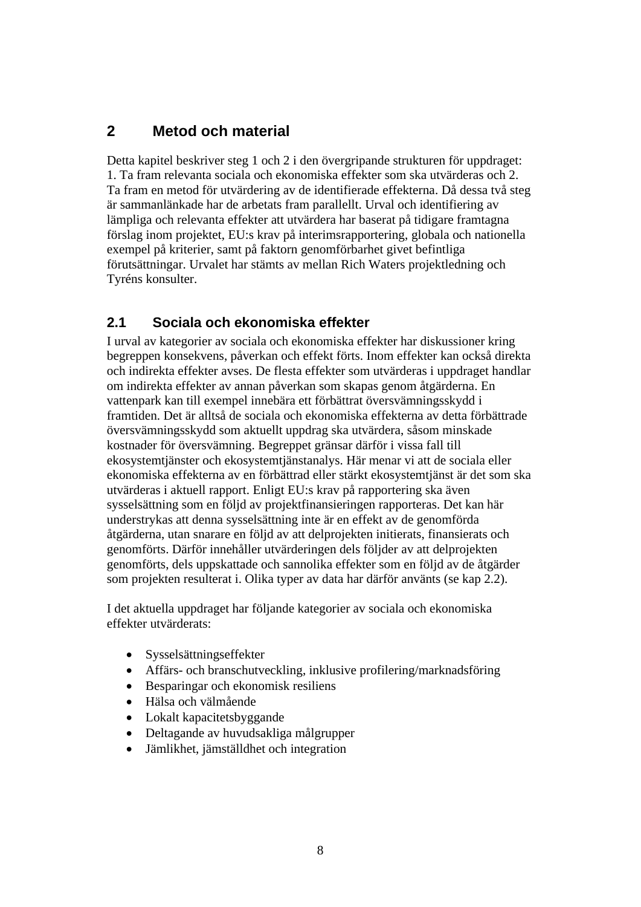# 2 Metod och material

Detta kapitel beskriver steg 1 och 2 i den övergripande strukturen för uppdraget: 1. Ta fram relevanta sociala och ekonomiska effekter som ska utvärderas och 2. Ta fram en metod för utvärdering av de identifierade effekterna. Då dessa två steg är sammanlänkade har de arbetats fram parallellt. Urval och identifiering av lämpliga och relevanta effekter att utvärdera har baserat på tidigare framtagna förslag inom projektet, EU:s krav på interimsrapportering, globala och nationella exempel på kriterier, samt på faktorn genomförbarhet givet befintliga förutsättningar. Urvalet har stämts av mellan Rich Waters projektledning och Tyréns konsulter.

## 2.1 Sociala och ekonomiska effekter

I urval av kategorier av sociala och ekonomiska effekter har diskussioner kring begreppen konsekvens, påverkan och effekt förts. Inom effekter kan också direkta och indirekta effekter avses. De flesta effekter som utvärderas i uppdraget handlar om indirekta effekter av annan påverkan som skapas genom åtgärderna. En vattenpark kan till exempel innebära ett förbättrat översvämningsskydd i framtiden. Det är alltså de sociala och ekonomiska effekterna av detta förbättrade översvämningsskydd som aktuellt uppdrag ska utvärdera, såsom minskade kostnader för översvämning. Begreppet gränsar därför i vissa fall till ekosystemtjänster och ekosystemtjänstanalys. Här menar vi att de sociala eller ekonomiska effekterna av en förbättrad eller stärkt ekosystemtjänst är det som ska utvärderas i aktuell rapport. Enligt EU:s krav på rapportering ska även sysselsättning som en följd av projektfinansieringen rapporteras. Det kan här understrykas att denna sysselsättning inte är en effekt av de genomförda åtgärderna, utan snarare en följd av att delprojekten initierats, finansierats och genomförts. Därför innehåller utvärderingen dels följder av att delprojekten genomförts, dels uppskattade och sannolika effekter som en följd av de åtgärder som projekten resulterat i. Olika typer av data har därför använts (se kap 2.2).

I det aktuella uppdraget har följande kategorier av sociala och ekonomiska effekter utvärderats:

- Sysselsättningseffekter
- Affärs- och branschutveckling, inklusive profilering/marknadsföring
- Besparingar och ekonomisk resiliens
- Hälsa och välmående
- Lokalt kapacitetsbyggande
- Deltagande av huvudsakliga målgrupper
- Jämlikhet, jämställdhet och integration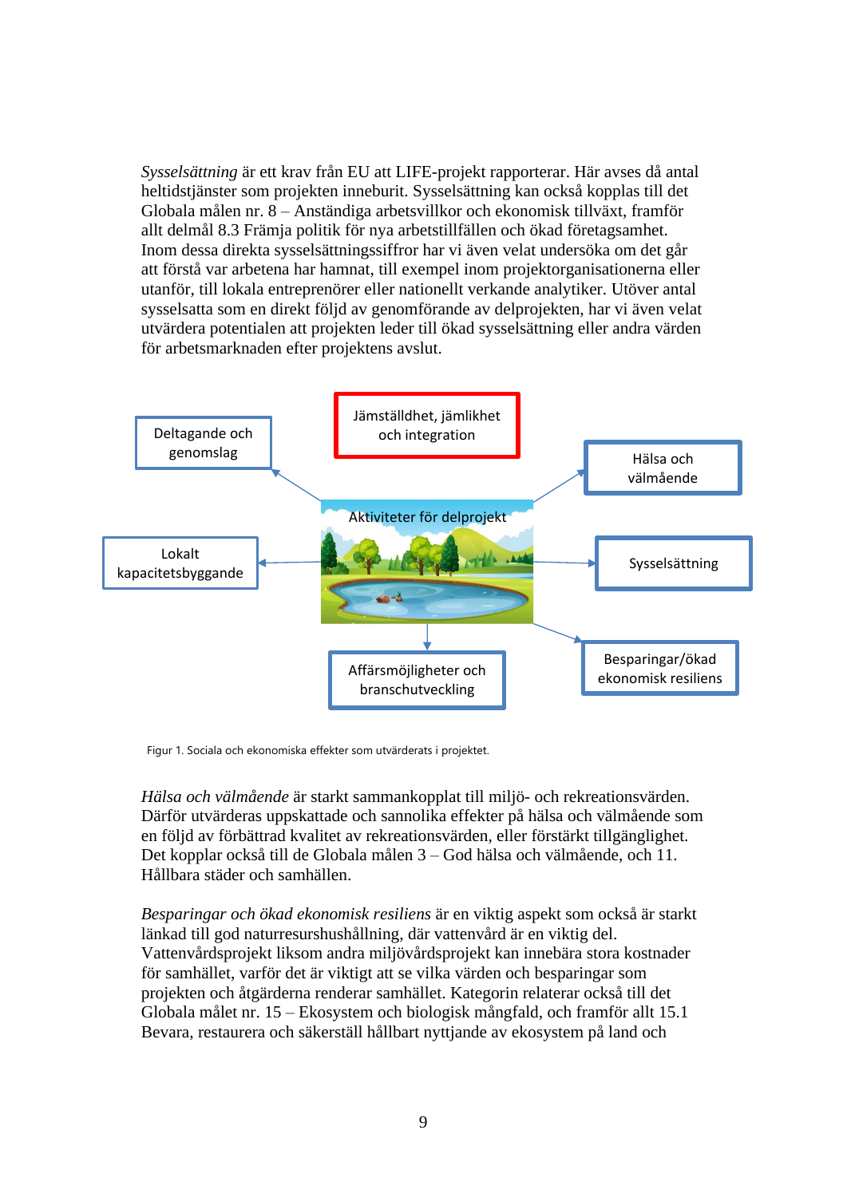*Sysselsättning* är ett krav från EU att LIFE-projekt rapporterar. Här avses då antal heltidstjänster som projekten inneburit. Sysselsättning kan också kopplas till det Globala målen nr. 8 – Anständiga arbetsvillkor och ekonomisk tillväxt, framför allt delmål 8.3 Främja politik för nya arbetstillfällen och ökad företagsamhet. Inom dessa direkta sysselsättningssiffror har vi även velat undersöka om det går att förstå var arbetena har hamnat, till exempel inom projektorganisationerna eller utanför, till lokala entreprenörer eller nationellt verkande analytiker. Utöver antal sysselsatta som en direkt följd av genomförande av delprojekten, har vi även velat utvärdera potentialen att projekten leder till ökad sysselsättning eller andra värden för arbetsmarknaden efter projektens avslut.

Deltagande och genomslag

Jämställdhet, jämlikhet och integration

Hälsa och välmående

Aktiviteter för delprojekt

Lokalt kapacitetsbyggande

Sysselsättning

Affärsmöjligheter och branschutveckling

Besparingar/ökad ekonomisk resiliens

Figur 1. Sociala och ekonomiska effekter som utvärderats i projektet.

*Hälsa och välmående* är starkt sammankopplat till miljö- och rekreationsvärden. Därför utvärderas uppskattade och sannolika effekter på hälsa och välmående som en följd av förbättrad kvalitet av rekreationsvärden, eller förstärkt tillgänglighet. Det kopplar också till de Globala målen 3 – God hälsa och välmående, och 11. Hållbara städer och samhällen.

*Besparingar och ökad ekonomisk resiliens* är en viktig aspekt som också är starkt länkad till god naturresurshushållning, där vattenvård är en viktig del. Vattenvårdsprojekt liksom andra miljövårdsprojekt kan innebära stora kostnader för samhället, varför det är viktigt att se vilka värden och besparingar som projekten och åtgärderna renderar samhället. Kategorin relaterar också till det Globala målet nr. 15 – Ekosystem och biologisk mångfald, och framför allt 15.1 Bevara, restaurera och säkerställ hållbart nyttjande av ekosystem på land och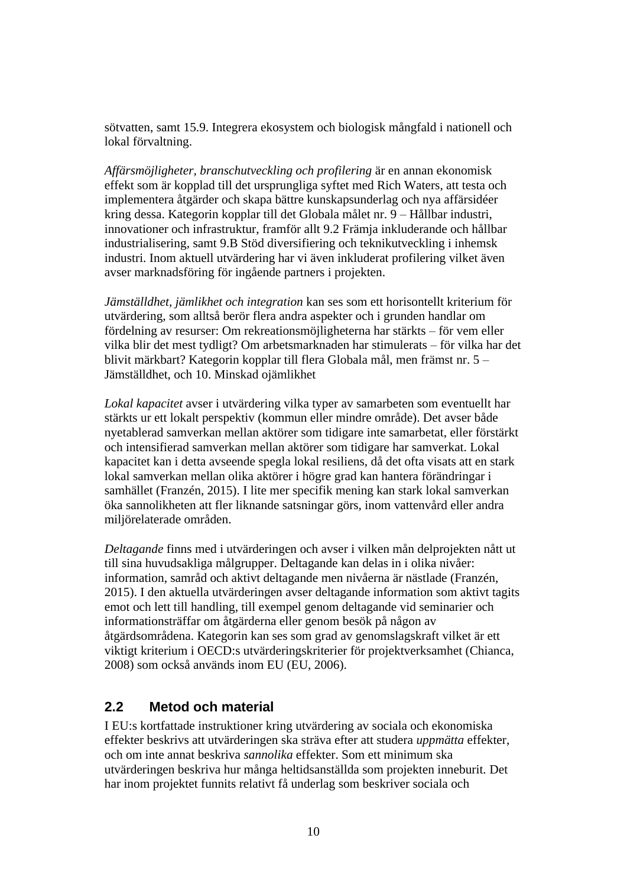sötvatten, samt 15.9. Integrera ekosystem och biologisk mångfald i nationell och lokal förvaltning.

*Affärsmöjligheter, branschutveckling och profilering* är en annan ekonomisk effekt som är kopplad till det ursprungliga syftet med Rich Waters, att testa och implementera åtgärder och skapa bättre kunskapsunderlag och nya affärsidéer kring dessa. Kategorin kopplar till det Globala målet nr. 9 – Hållbar industri, innovationer och infrastruktur, framför allt 9.2 Främja inkluderande och hållbar industrialisering, samt 9.B Stöd diversifiering och teknikutveckling i inhemsk industri. Inom aktuell utvärdering har vi även inkluderat profilering vilket även avser marknadsföring för ingående partners i projekten.

*Jämställdhet, jämlikhet och integration* kan ses som ett horisontellt kriterium för utvärdering, som alltså berör flera andra aspekter och i grunden handlar om fördelning av resurser: Om rekreationsmöjligheterna har stärkts – för vem eller vilka blir det mest tydligt? Om arbetsmarknaden har stimulerats – för vilka har det blivit märkbart? Kategorin kopplar till flera Globala mål, men främst nr. 5 – Jämställdhet, och 10. Minskad ojämlikhet

*Lokal kapacitet* avser i utvärdering vilka typer av samarbeten som eventuellt har stärkts ur ett lokalt perspektiv (kommun eller mindre område). Det avser både nyetablerad samverkan mellan aktörer som tidigare inte samarbetat, eller förstärkt och intensifierad samverkan mellan aktörer som tidigare har samverkat. Lokal kapacitet kan i detta avseende spegla lokal resiliens, då det ofta visats att en stark lokal samverkan mellan olika aktörer i högre grad kan hantera förändringar i samhället (Franzén, 2015). I lite mer specifik mening kan stark lokal samverkan öka sannolikheten att fler liknande satsningar görs, inom vattenvård eller andra miljörelaterade områden.

*Deltagande* finns med i utvärderingen och avser i vilken mån delprojekten nått ut till sina huvudsakliga målgrupper. Deltagande kan delas in i olika nivåer: information, samråd och aktivt deltagande men nivåerna är nästlade (Franzén, 2015). I den aktuella utvärderingen avser deltagande information som aktivt tagits emot och lett till handling, till exempel genom deltagande vid seminarier och informationsträffar om åtgärderna eller genom besök på någon av åtgärdsområdena. Kategorin kan ses som grad av genomslagskraft vilket är ett viktigt kriterium i OECD:s utvärderingskriterier för projektverksamhet (Chianca, 2008) som också används inom EU (EU, 2006).

## 2.2 Metod och material

I EU:s kortfattade instruktioner kring utvärdering av sociala och ekonomiska effekter beskrivs att utvärderingen ska sträva efter att studera *uppmätta* effekter, och om inte annat beskriva *sannolika* effekter. Som ett minimum ska utvärderingen beskriva hur många heltidsanställda som projekten inneburit. Det har inom projektet funnits relativt få underlag som beskriver sociala och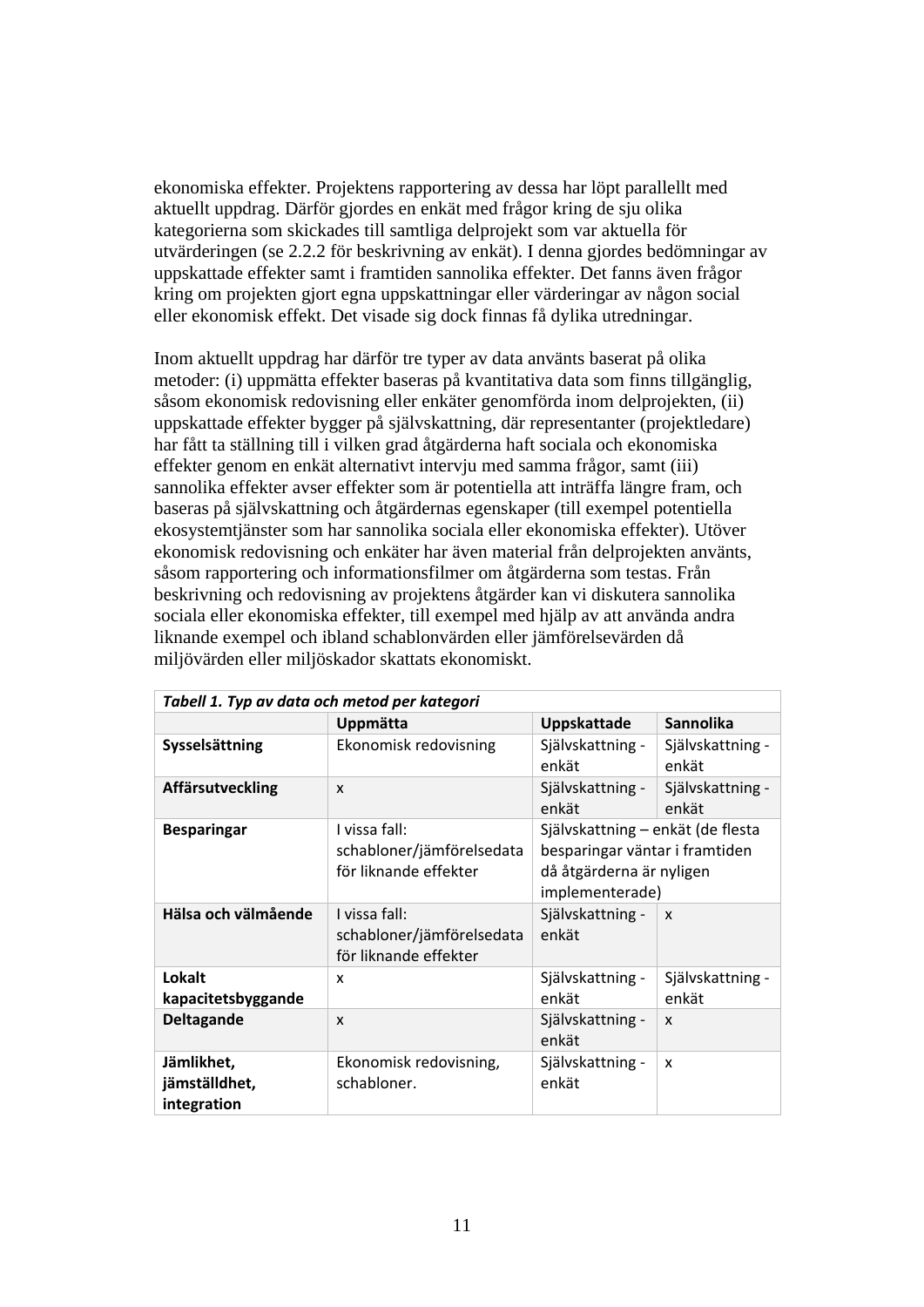ekonomiska effekter. Projektens rapportering av dessa har löpt parallellt med aktuellt uppdrag. Därför gjordes en enkät med frågor kring de sju olika kategorierna som skickades till samtliga delprojekt som var aktuella för utvärderingen (se 2.2.2 för beskrivning av enkät). I denna gjordes bedömningar av uppskattade effekter samt i framtiden sannolika effekter. Det fanns även frågor kring om projekten gjort egna uppskattningar eller värderingar av någon social eller ekonomisk effekt. Det visade sig dock finnas få dylika utredningar.

Inom aktuellt uppdrag har därför tre typer av data använts baserat på olika metoder: (i) uppmätta effekter baseras på kvantitativa data som finns tillgänglig, såsom ekonomisk redovisning eller enkäter genomförda inom delprojekten, (ii) uppskattade effekter bygger på självskattning, där representanter (projektledare) har fått ta ställning till i vilken grad åtgärderna haft sociala och ekonomiska effekter genom en enkät alternativt intervju med samma frågor, samt (iii) sannolika effekter avser effekter som är potentiella att inträffa längre fram, och baseras på självskattning och åtgärdernas egenskaper (till exempel potentiella ekosystemtjänster som har sannolika sociala eller ekonomiska effekter). Utöver ekonomisk redovisning och enkäter har även material från delprojekten använts, såsom rapportering och informationsfilmer om åtgärderna som testas. Från beskrivning och redovisning av projektens åtgärder kan vi diskutera sannolika sociala eller ekonomiska effekter, till exempel med hjälp av att använda andra liknande exempel och ibland schablonvärden eller jämförelsevärden då miljövärden eller miljöskador skattats ekonomiskt.

***Tabell 1. Typ av data och metod per kategori***

| | **Uppmätta** | **Uppskattade** | **Sannolika** |
|---|---|---|---|
| **Sysselsättning** | Ekonomisk redovisning | Självskattning - enkät | Självskattning - enkät |
| **Affärsutveckling** | x | Självskattning - enkät | Självskattning - enkät |
| **Besparingar** | I vissa fall: schabloner/jämförelsedata för liknande effekter | Självskattning – enkät (de flesta besparingar väntar i framtiden då åtgärderna är nyligen implementerade) | |
| **Hälsa och välmående** | I vissa fall: schabloner/jämförelsedata för liknande effekter | Självskattning - enkät | x |
| **Lokalt kapacitetsbyggande** | x | Självskattning - enkät | Självskattning - enkät |
| **Deltagande** | x | Självskattning - enkät | x |
| **Jämlikhet, jämställdhet, integration** | Ekonomisk redovisning, schabloner. | Självskattning - enkät | x |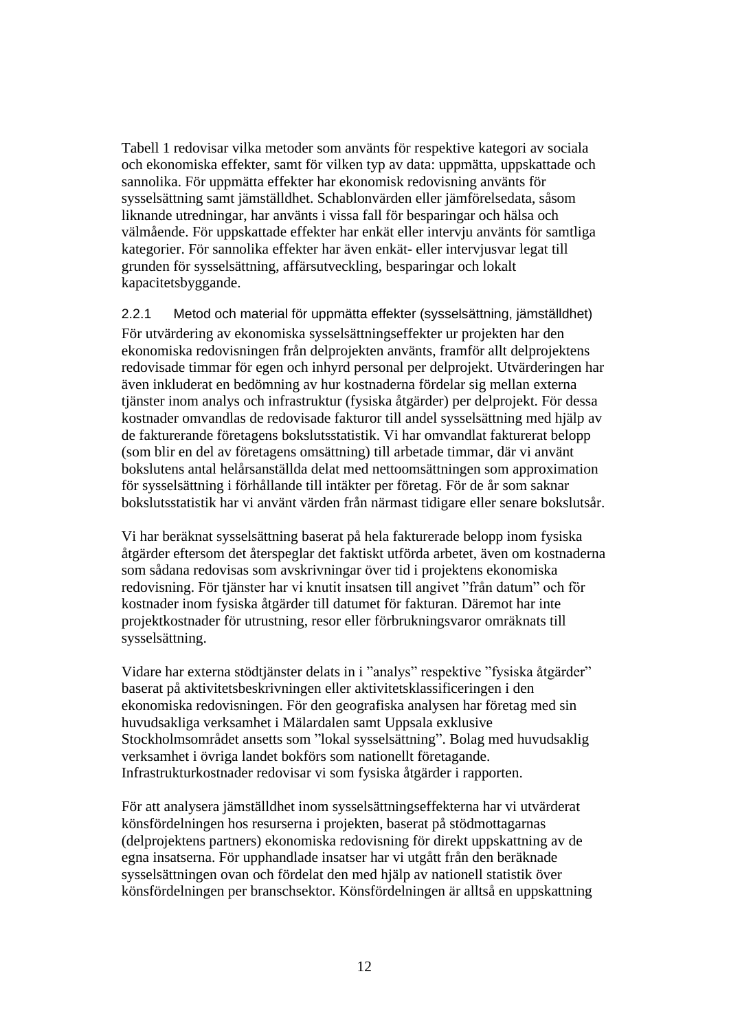Tabell 1 redovisar vilka metoder som använts för respektive kategori av sociala och ekonomiska effekter, samt för vilken typ av data: uppmätta, uppskattade och sannolika. För uppmätta effekter har ekonomisk redovisning använts för sysselsättning samt jämställdhet. Schablonvärden eller jämförelsedata, såsom liknande utredningar, har använts i vissa fall för besparingar och hälsa och välmående. För uppskattade effekter har enkät eller intervju använts för samtliga kategorier. För sannolika effekter har även enkät- eller intervjusvar legat till grunden för sysselsättning, affärsutveckling, besparingar och lokalt kapacitetsbyggande.

### 2.2.1 Metod och material för uppmätta effekter (sysselsättning, jämställdhet)

För utvärdering av ekonomiska sysselsättningseffekter ur projekten har den ekonomiska redovisningen från delprojekten använts, framför allt delprojektens redovisade timmar för egen och inhyrd personal per delprojekt. Utvärderingen har även inkluderat en bedömning av hur kostnaderna fördelar sig mellan externa tjänster inom analys och infrastruktur (fysiska åtgärder) per delprojekt. För dessa kostnader omvandlas de redovisade fakturor till andel sysselsättning med hjälp av de fakturerande företagens bokslutsstatistik. Vi har omvandlat fakturerat belopp (som blir en del av företagens omsättning) till arbetade timmar, där vi använt bokslutens antal helårsanställda delat med nettoomsättningen som approximation för sysselsättning i förhållande till intäkter per företag. För de år som saknar bokslutsstatistik har vi använt värden från närmast tidigare eller senare bokslutsår.

Vi har beräknat sysselsättning baserat på hela fakturerade belopp inom fysiska åtgärder eftersom det återspeglar det faktiskt utförda arbetet, även om kostnaderna som sådana redovisas som avskrivningar över tid i projektens ekonomiska redovisning. För tjänster har vi knutit insatsen till angivet "från datum" och för kostnader inom fysiska åtgärder till datumet för fakturan. Däremot har inte projektkostnader för utrustning, resor eller förbrukningsvaror omräknats till sysselsättning.

Vidare har externa stödtjänster delats in i "analys" respektive "fysiska åtgärder" baserat på aktivitetsbeskrivningen eller aktivitetsklassificeringen i den ekonomiska redovisningen. För den geografiska analysen har företag med sin huvudsakliga verksamhet i Mälardalen samt Uppsala exklusive Stockholmsområdet ansetts som "lokal sysselsättning". Bolag med huvudsaklig verksamhet i övriga landet bokförs som nationellt företagande. Infrastrukturkostnader redovisar vi som fysiska åtgärder i rapporten.

För att analysera jämställdhet inom sysselsättningseffekterna har vi utvärderat könsfördelningen hos resurserna i projekten, baserat på stödmottagarnas (delprojektens partners) ekonomiska redovisning för direkt uppskattning av de egna insatserna. För upphandlade insatser har vi utgått från den beräknade sysselsättningen ovan och fördelat den med hjälp av nationell statistik över könsfördelningen per branschsektor. Könsfördelningen är alltså en uppskattning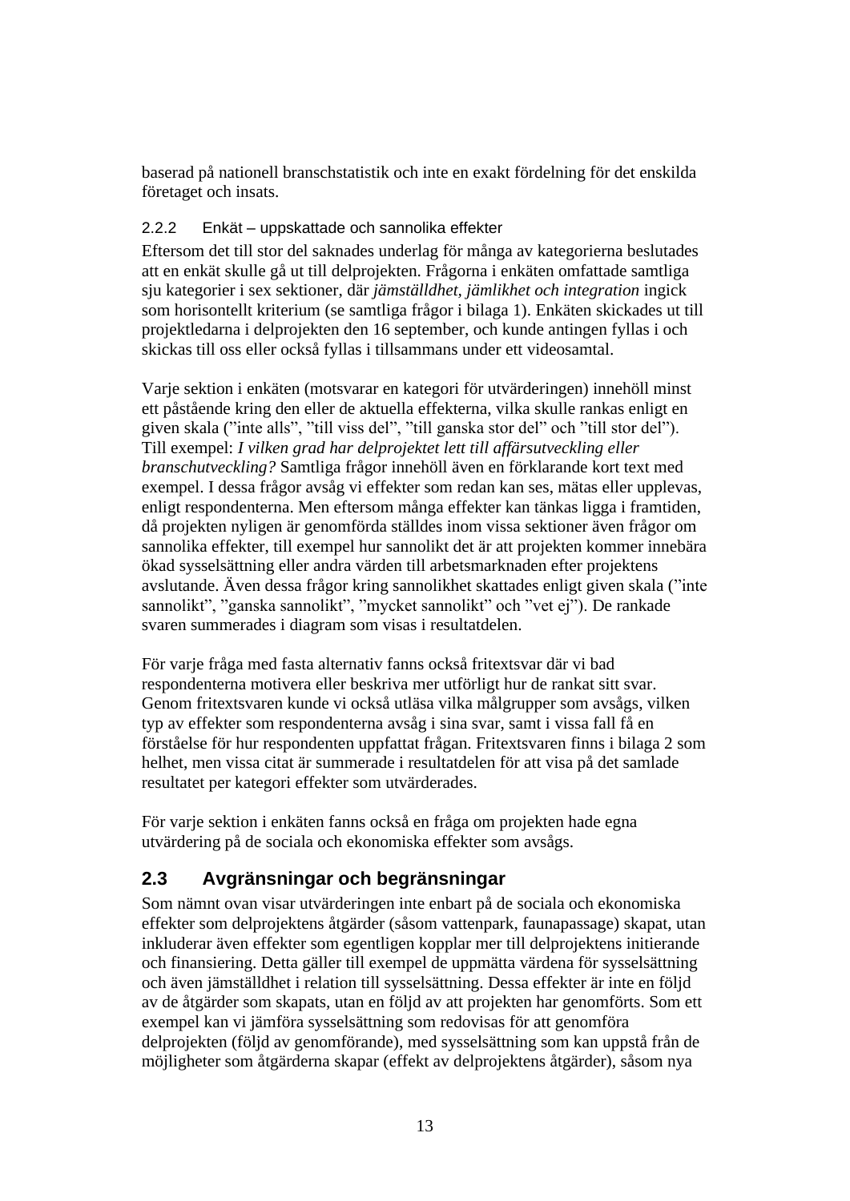baserad på nationell branschstatistik och inte en exakt fördelning för det enskilda företaget och insats.

### 2.2.2 Enkät – uppskattade och sannolika effekter

Eftersom det till stor del saknades underlag för många av kategorierna beslutades att en enkät skulle gå ut till delprojekten. Frågorna i enkäten omfattade samtliga sju kategorier i sex sektioner, där *jämställdhet, jämlikhet och integration* ingick som horisontellt kriterium (se samtliga frågor i bilaga 1). Enkäten skickades ut till projektledarna i delprojekten den 16 september, och kunde antingen fyllas i och skickas till oss eller också fyllas i tillsammans under ett videosamtal.

Varje sektion i enkäten (motsvarar en kategori för utvärderingen) innehöll minst ett påstående kring den eller de aktuella effekterna, vilka skulle rankas enligt en given skala (”inte alls”, ”till viss del”, ”till ganska stor del” och ”till stor del”). Till exempel: *I vilken grad har delprojektet lett till affärsutveckling eller branschutveckling?* Samtliga frågor innehöll även en förklarande kort text med exempel. I dessa frågor avsåg vi effekter som redan kan ses, mätas eller upplevas, enligt respondenterna. Men eftersom många effekter kan tänkas ligga i framtiden, då projekten nyligen är genomförda ställdes inom vissa sektioner även frågor om sannolika effekter, till exempel hur sannolikt det är att projekten kommer innebära ökad sysselsättning eller andra värden till arbetsmarknaden efter projektens avslutande. Även dessa frågor kring sannolikhet skattades enligt given skala (”inte sannolikt”, ”ganska sannolikt”, ”mycket sannolikt” och ”vet ej”). De rankade svaren summerades i diagram som visas i resultatdelen.

För varje fråga med fasta alternativ fanns också fritextsvar där vi bad respondenterna motivera eller beskriva mer utförligt hur de rankat sitt svar. Genom fritextsvaren kunde vi också utläsa vilka målgrupper som avsågs, vilken typ av effekter som respondenterna avsåg i sina svar, samt i vissa fall få en förståelse för hur respondenten uppfattat frågan. Fritextsvaren finns i bilaga 2 som helhet, men vissa citat är summerade i resultatdelen för att visa på det samlade resultatet per kategori effekter som utvärderades.

För varje sektion i enkäten fanns också en fråga om projekten hade egna utvärdering på de sociala och ekonomiska effekter som avsågs.

## 2.3 Avgränsningar och begränsningar

Som nämnt ovan visar utvärderingen inte enbart på de sociala och ekonomiska effekter som delprojektens åtgärder (såsom vattenpark, faunapassage) skapat, utan inkluderar även effekter som egentligen kopplar mer till delprojektens initierande och finansiering. Detta gäller till exempel de uppmätta värdena för sysselsättning och även jämställdhet i relation till sysselsättning. Dessa effekter är inte en följd av de åtgärder som skapats, utan en följd av att projekten har genomförts. Som ett exempel kan vi jämföra sysselsättning som redovisas för att genomföra delprojekten (följd av genomförande), med sysselsättning som kan uppstå från de möjligheter som åtgärderna skapar (effekt av delprojektens åtgärder), såsom nya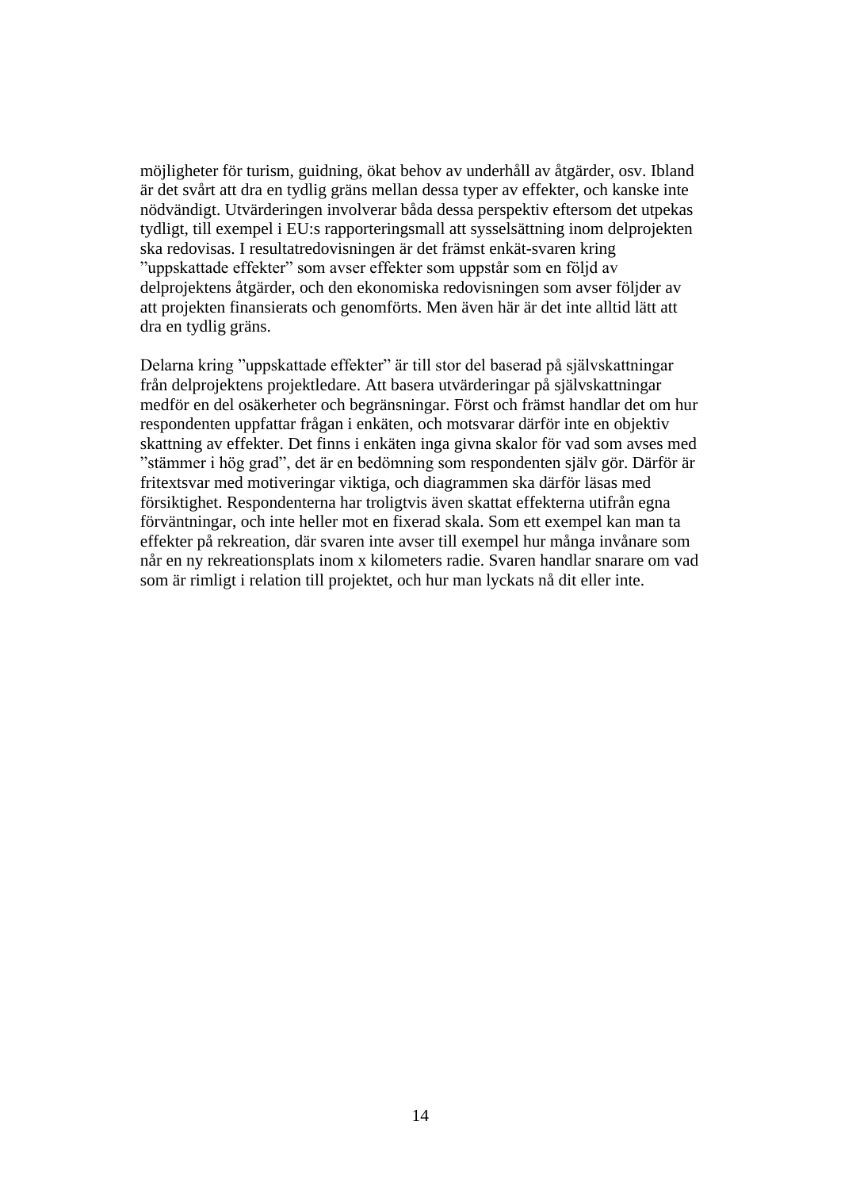möjligheter för turism, guidning, ökat behov av underhåll av åtgärder, osv. Ibland är det svårt att dra en tydlig gräns mellan dessa typer av effekter, och kanske inte nödvändigt. Utvärderingen involverar båda dessa perspektiv eftersom det utpekas tydligt, till exempel i EU:s rapporteringsmall att sysselsättning inom delprojekten ska redovisas. I resultatredovisningen är det främst enkät-svaren kring "uppskattade effekter" som avser effekter som uppstår som en följd av delprojektens åtgärder, och den ekonomiska redovisningen som avser följder av att projekten finansierats och genomförts. Men även här är det inte alltid lätt att dra en tydlig gräns.

Delarna kring "uppskattade effekter" är till stor del baserad på självskattningar från delprojektens projektledare. Att basera utvärderingar på självskattningar medför en del osäkerheter och begränsningar. Först och främst handlar det om hur respondenten uppfattar frågan i enkäten, och motsvarar därför inte en objektiv skattning av effekter. Det finns i enkäten inga givna skalor för vad som avses med "stämmer i hög grad", det är en bedömning som respondenten själv gör. Därför är fritextsvar med motiveringar viktiga, och diagrammen ska därför läsas med försiktighet. Respondenterna har troligtvis även skattat effekterna utifrån egna förväntningar, och inte heller mot en fixerad skala. Som ett exempel kan man ta effekter på rekreation, där svaren inte avser till exempel hur många invånare som når en ny rekreationsplats inom x kilometers radie. Svaren handlar snarare om vad som är rimligt i relation till projektet, och hur man lyckats nå dit eller inte.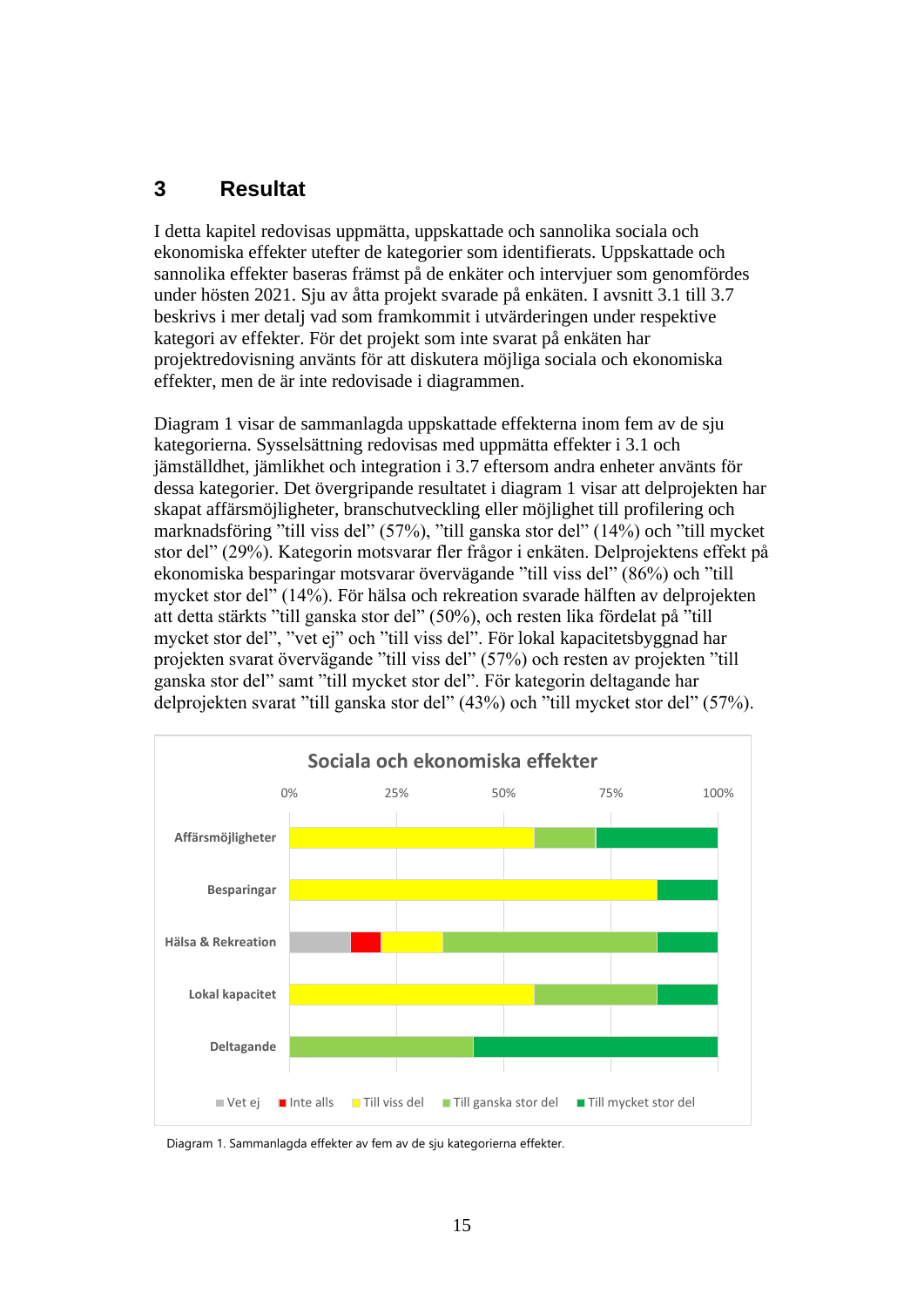# 3 Resultat

I detta kapitel redovisas uppmätta, uppskattade och sannolika sociala och ekonomiska effekter utefter de kategorier som identifierats. Uppskattade och sannolika effekter baseras främst på de enkäter och intervjuer som genomfördes under hösten 2021. Sju av åtta projekt svarade på enkäten. I avsnitt 3.1 till 3.7 beskrivs i mer detalj vad som framkommit i utvärderingen under respektive kategori av effekter. För det projekt som inte svarat på enkäten har projektredovisning använts för att diskutera möjliga sociala och ekonomiska effekter, men de är inte redovisade i diagrammen.

Diagram 1 visar de sammanlagda uppskattade effekterna inom fem av de sju kategorierna. Sysselsättning redovisas med uppmätta effekter i 3.1 och jämställdhet, jämlikhet och integration i 3.7 eftersom andra enheter använts för dessa kategorier. Det övergripande resultatet i diagram 1 visar att delprojekten har skapat affärsmöjligheter, branschutveckling eller möjlighet till profilering och marknadsföring "till viss del" (57%), "till ganska stor del" (14%) och "till mycket stor del" (29%). Kategorin motsvarar fler frågor i enkäten. Delprojektens effekt på ekonomiska besparingar motsvarar övervägande "till viss del" (86%) och "till mycket stor del" (14%). För hälsa och rekreation svarade hälften av delprojekten att detta stärkts "till ganska stor del" (50%), och resten lika fördelat på "till mycket stor del", "vet ej" och "till viss del". För lokal kapacitetsbyggnad har projekten svarat övervägande "till viss del" (57%) och resten av projekten "till ganska stor del" samt "till mycket stor del". För kategorin deltagande har delprojekten svarat "till ganska stor del" (43%) och "till mycket stor del" (57%).

**Sociala och ekonomiska effekter**

| | Vet ej | Inte alls | Till viss del | Till ganska stor del | Till mycket stor del |
|---|---|---|---|---|---|
| Affärsmöjligheter | | | 57% | 14% | 29% |
| Besparingar | | | 86% | | 14% |
| Hälsa & Rekreation | 14% | 7% | 14% | 50% | 14% |
| Lokal kapacitet | | | 57% | 29% | 14% |
| Deltagande | | | | 43% | 57% |

Diagram 1. Sammanlagda effekter av fem av de sju kategorierna effekter.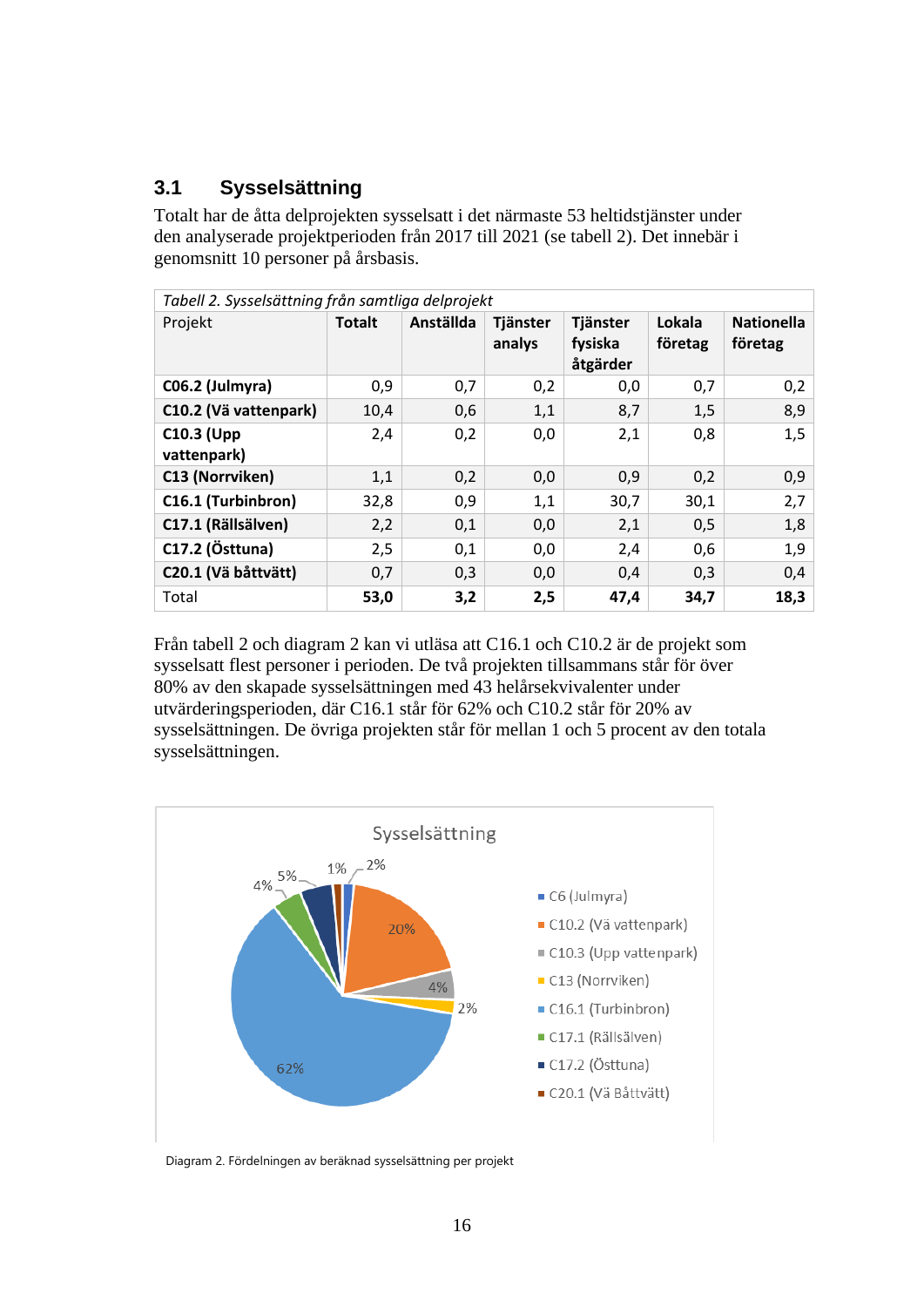## 3.1 Sysselsättning

Totalt har de åtta delprojekten sysselsatt i det närmaste 53 heltidstjänster under den analyserade projektperioden från 2017 till 2021 (se tabell 2). Det innebär i genomsnitt 10 personer på årsbasis.

*Tabell 2. Sysselsättning från samtliga delprojekt*

| Projekt | Totalt | Anställda | Tjänster analys | Tjänster fysiska åtgärder | Lokala företag | Nationella företag |
|---|---|---|---|---|---|---|
| **C06.2 (Julmyra)** | 0,9 | 0,7 | 0,2 | 0,0 | 0,7 | 0,2 |
| **C10.2 (Vä vattenpark)** | 10,4 | 0,6 | 1,1 | 8,7 | 1,5 | 8,9 |
| **C10.3 (Upp vattenpark)** | 2,4 | 0,2 | 0,0 | 2,1 | 0,8 | 1,5 |
| **C13 (Norrviken)** | 1,1 | 0,2 | 0,0 | 0,9 | 0,2 | 0,9 |
| **C16.1 (Turbinbron)** | 32,8 | 0,9 | 1,1 | 30,7 | 30,1 | 2,7 |
| **C17.1 (Rällsälven)** | 2,2 | 0,1 | 0,0 | 2,1 | 0,5 | 1,8 |
| **C17.2 (Östtuna)** | 2,5 | 0,1 | 0,0 | 2,4 | 0,6 | 1,9 |
| **C20.1 (Vä båttvätt)** | 0,7 | 0,3 | 0,0 | 0,4 | 0,3 | 0,4 |
| Total | **53,0** | **3,2** | **2,5** | **47,4** | **34,7** | **18,3** |

Från tabell 2 och diagram 2 kan vi utläsa att C16.1 och C10.2 är de projekt som sysselsatt flest personer i perioden. De två projekten tillsammans står för över 80% av den skapade sysselsättningen med 43 helårsekvivalenter under utvärderingsperioden, där C16.1 står för 62% och C10.2 står för 20% av sysselsättningen. De övriga projekten står för mellan 1 och 5 procent av den totala sysselsättningen.

Diagram 2. Fördelningen av beräknad sysselsättning per projekt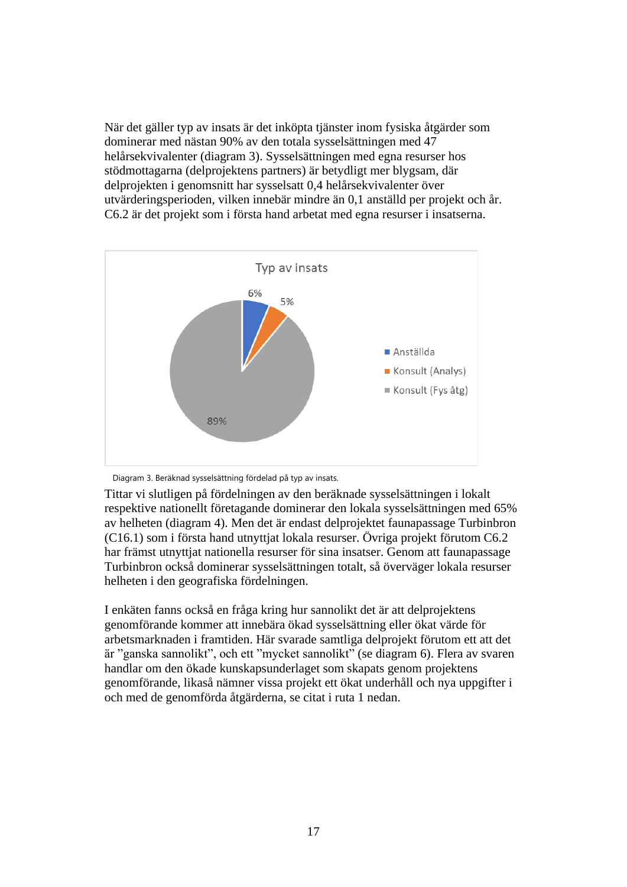När det gäller typ av insats är det inköpta tjänster inom fysiska åtgärder som dominerar med nästan 90% av den totala sysselsättningen med 47 helårsekvivalenter (diagram 3). Sysselsättningen med egna resurser hos stödmottagarna (delprojektens partners) är betydligt mer blygsam, där delprojekten i genomsnitt har sysselsatt 0,4 helårsekvivalenter över utvärderingsperioden, vilken innebär mindre än 0,1 anställd per projekt och år. C6.2 är det projekt som i första hand arbetat med egna resurser i insatserna.

Typ av insats

| Typ av insats | Andel |
|---|---|
| Anställda | 6% |
| Konsult (Analys) | 5% |
| Konsult (Fys åtg) | 89% |

Diagram 3. Beräknad sysselsättning fördelad på typ av insats.

Tittar vi slutligen på fördelningen av den beräknade sysselsättningen i lokalt respektive nationellt företagande dominerar den lokala sysselsättningen med 65% av helheten (diagram 4). Men det är endast delprojektet faunapassage Turbinbron (C16.1) som i första hand utnyttjat lokala resurser. Övriga projekt förutom C6.2 har främst utnyttjat nationella resurser för sina insatser. Genom att faunapassage Turbinbron också dominerar sysselsättningen totalt, så överväger lokala resurser helheten i den geografiska fördelningen.

I enkäten fanns också en fråga kring hur sannolikt det är att delprojektens genomförande kommer att innebära ökad sysselsättning eller ökat värde för arbetsmarknaden i framtiden. Här svarade samtliga delprojekt förutom ett att det är ”ganska sannolikt”, och ett ”mycket sannolikt” (se diagram 6). Flera av svaren handlar om den ökade kunskapsunderlaget som skapats genom projektens genomförande, likaså nämner vissa projekt ett ökat underhåll och nya uppgifter i och med de genomförda åtgärderna, se citat i ruta 1 nedan.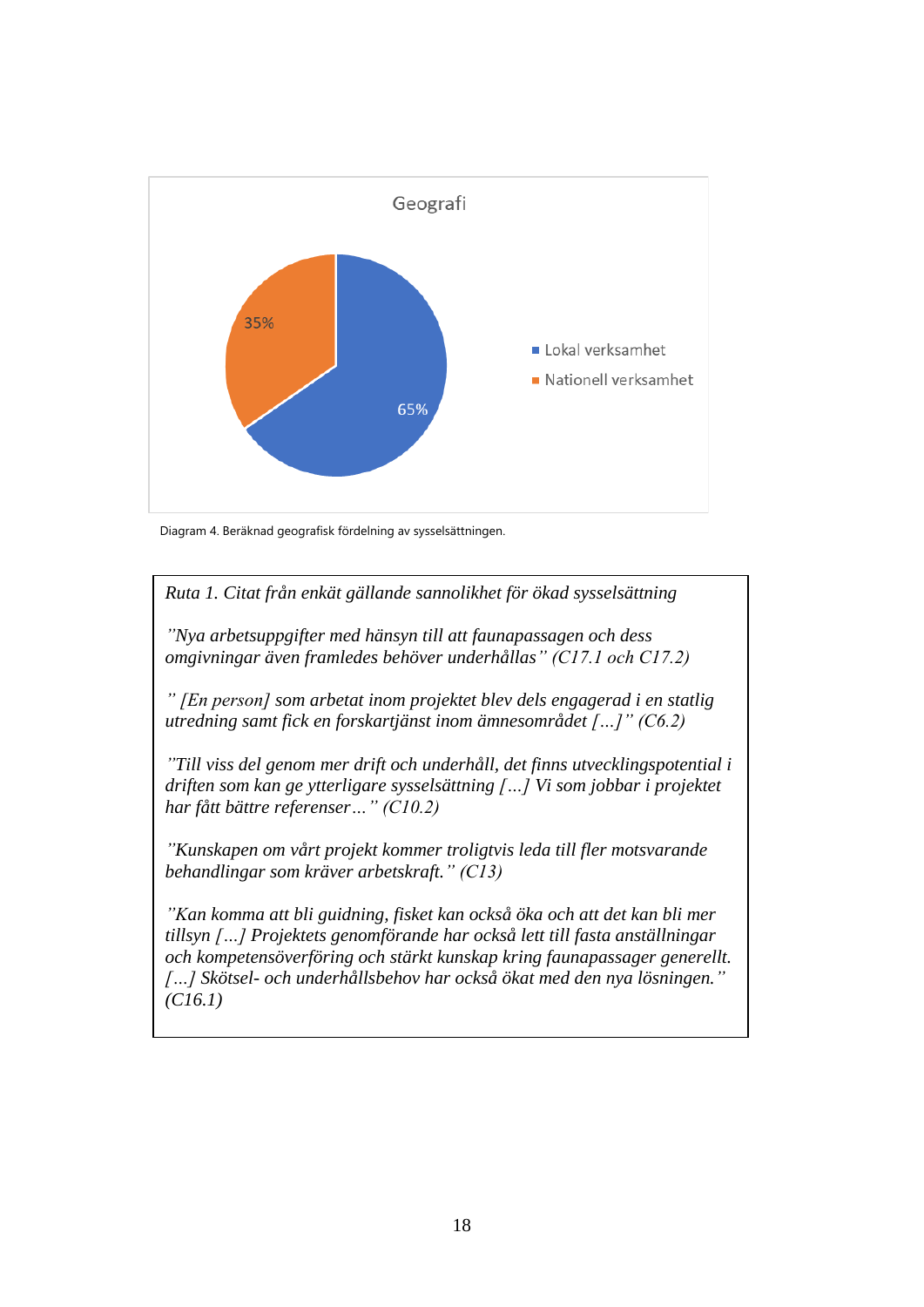Geografi

- Lokal verksamhet: 65%
- Nationell verksamhet: 35%

Diagram 4. Beräknad geografisk fördelning av sysselsättningen.

*Ruta 1. Citat från enkät gällande sannolikhet för ökad sysselsättning*

*”Nya arbetsuppgifter med hänsyn till att faunapassagen och dess omgivningar även framledes behöver underhållas” (C17.1 och C17.2)*

*” [En person] som arbetat inom projektet blev dels engagerad i en statlig utredning samt fick en forskartjänst inom ämnesområdet […]” (C6.2)*

*”Till viss del genom mer drift och underhåll, det finns utvecklingspotential i driften som kan ge ytterligare sysselsättning […] Vi som jobbar i projektet har fått bättre referenser…” (C10.2)*

*”Kunskapen om vårt projekt kommer troligtvis leda till fler motsvarande behandlingar som kräver arbetskraft.” (C13)*

*”Kan komma att bli guidning, fisket kan också öka och att det kan bli mer tillsyn […] Projektets genomförande har också lett till fasta anställningar och kompetensöverföring och stärkt kunskap kring faunapassager generellt. […] Skötsel- och underhållsbehov har också ökat med den nya lösningen.” (C16.1)*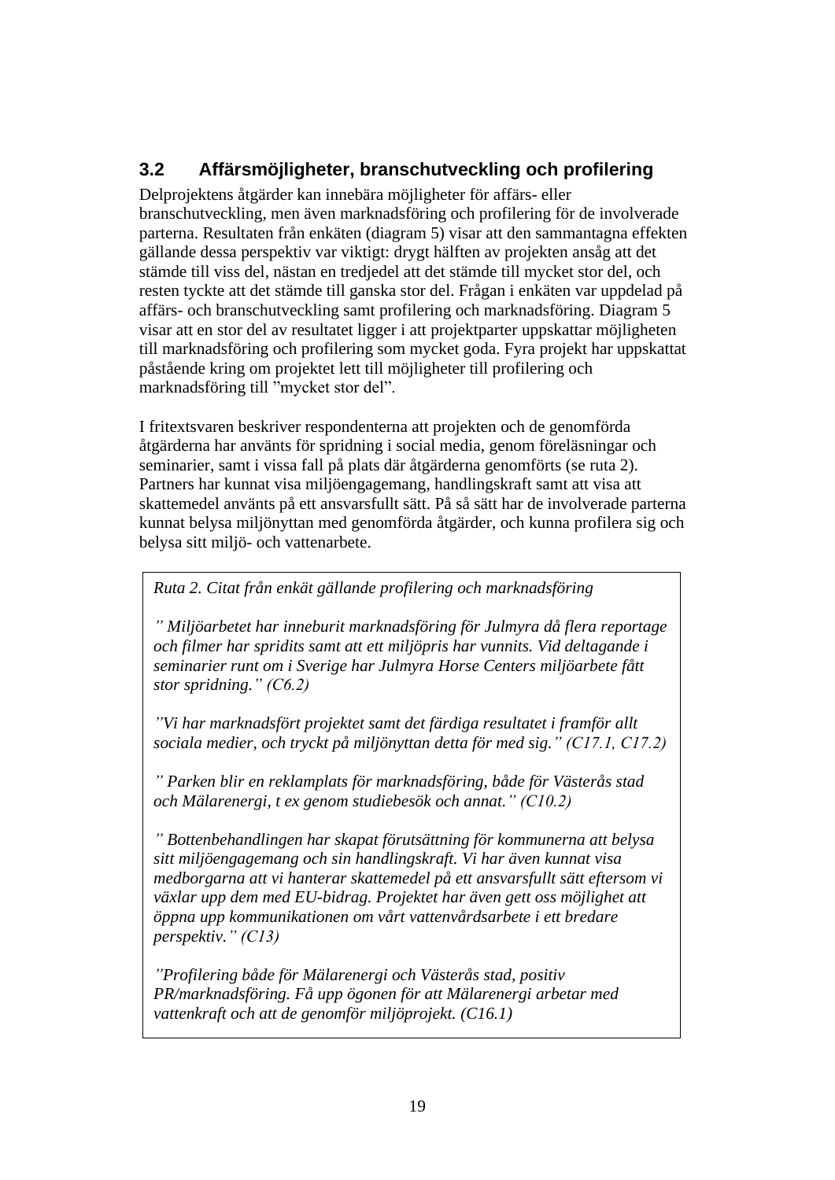## 3.2 Affärsmöjligheter, branschutveckling och profilering

Delprojektens åtgärder kan innebära möjligheter för affärs- eller branschutveckling, men även marknadsföring och profilering för de involverade parterna. Resultaten från enkäten (diagram 5) visar att den sammantagna effekten gällande dessa perspektiv var viktigt: drygt hälften av projekten ansåg att det stämde till viss del, nästan en tredjedel att det stämde till mycket stor del, och resten tyckte att det stämde till ganska stor del. Frågan i enkäten var uppdelad på affärs- och branschutveckling samt profilering och marknadsföring. Diagram 5 visar att en stor del av resultatet ligger i att projektparter uppskattar möjligheten till marknadsföring och profilering som mycket goda. Fyra projekt har uppskattat påstående kring om projektet lett till möjligheter till profilering och marknadsföring till ”mycket stor del”.

I fritextsvaren beskriver respondenterna att projekten och de genomförda åtgärderna har använts för spridning i social media, genom föreläsningar och seminarier, samt i vissa fall på plats där åtgärderna genomförts (se ruta 2). Partners har kunnat visa miljöengagemang, handlingskraft samt att visa att skattemedel använts på ett ansvarsfullt sätt. På så sätt har de involverade parterna kunnat belysa miljönyttan med genomförda åtgärder, och kunna profilera sig och belysa sitt miljö- och vattenarbete.

> *Ruta 2. Citat från enkät gällande profilering och marknadsföring*
>
> *” Miljöarbetet har inneburit marknadsföring för Julmyra då flera reportage och filmer har spridits samt att ett miljöpris har vunnits. Vid deltagande i seminarier runt om i Sverige har Julmyra Horse Centers miljöarbete fått stor spridning.” (C6.2)*
>
> *”Vi har marknadsfört projektet samt det färdiga resultatet i framför allt sociala medier, och tryckt på miljönyttan detta för med sig.” (C17.1, C17.2)*
>
> *” Parken blir en reklamplats för marknadsföring, både för Västerås stad och Mälarenergi, t ex genom studiebesök och annat.” (C10.2)*
>
> *” Bottenbehandlingen har skapat förutsättning för kommunerna att belysa sitt miljöengagemang och sin handlingskraft. Vi har även kunnat visa medborgarna att vi hanterar skattemedel på ett ansvarsfullt sätt eftersom vi växlar upp dem med EU-bidrag. Projektet har även gett oss möjlighet att öppna upp kommunikationen om vårt vattenvårdsarbete i ett bredare perspektiv.” (C13)*
>
> *”Profilering både för Mälarenergi och Västerås stad, positiv PR/marknadsföring. Få upp ögonen för att Mälarenergi arbetar med vattenkraft och att de genomför miljöprojekt. (C16.1)*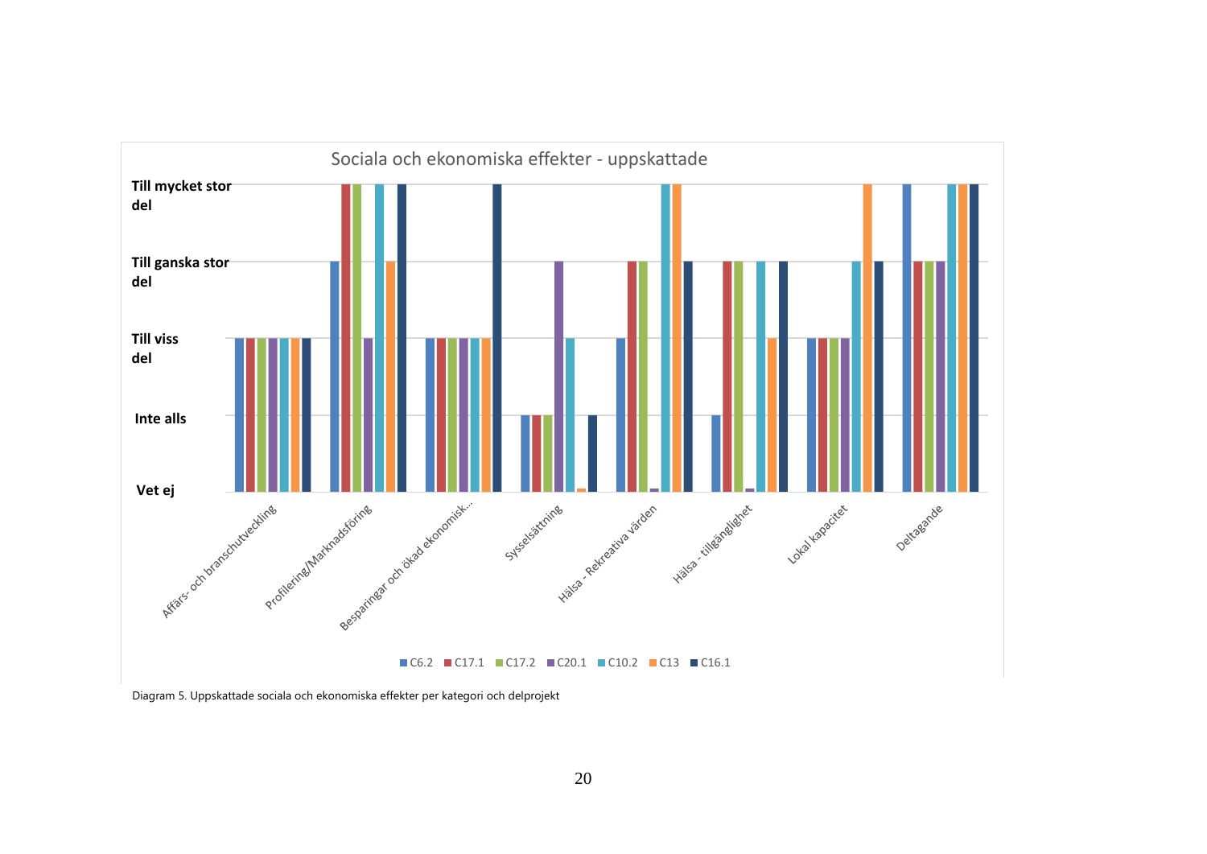Sociala och ekonomiska effekter - uppskattade

| | C6.2 | C17.1 | C17.2 | C20.1 | C10.2 | C13 | C16.1 |
|---|---|---|---|---|---|---|---|
| Affärs- och branschutveckling | Till viss del | Till viss del | Till viss del | Till viss del | Till viss del | Till viss del | Till viss del |
| Profilering/Marknadsföring | Till ganska stor del | Till mycket stor del | Till mycket stor del | Till viss del | Till mycket stor del | Till ganska stor del | Till mycket stor del |
| Besparingar och ökad ekonomisk... | Till viss del | Till viss del | Till viss del | Till viss del | Till viss del | Till viss del | Till mycket stor del |
| Sysselsättning | Inte alls | Inte alls | Inte alls | Till ganska stor del | Till viss del | Vet ej | Inte alls |
| Hälsa - Rekreativa värden | Till viss del | Till ganska stor del | Till ganska stor del | Vet ej | Till mycket stor del | Till mycket stor del | Till ganska stor del |
| Hälsa - tillgänglighet | Inte alls | Till ganska stor del | Till ganska stor del | Vet ej | Till ganska stor del | Till viss del | Till ganska stor del |
| Lokal kapacitet | Till viss del | Till viss del | Till viss del | Till viss del | Till ganska stor del | Till mycket stor del | Till ganska stor del |
| Deltagande | Till mycket stor del | Till ganska stor del | Till ganska stor del | Till ganska stor del | Till mycket stor del | Till mycket stor del | Till mycket stor del |

Diagram 5. Uppskattade sociala och ekonomiska effekter per kategori och delprojekt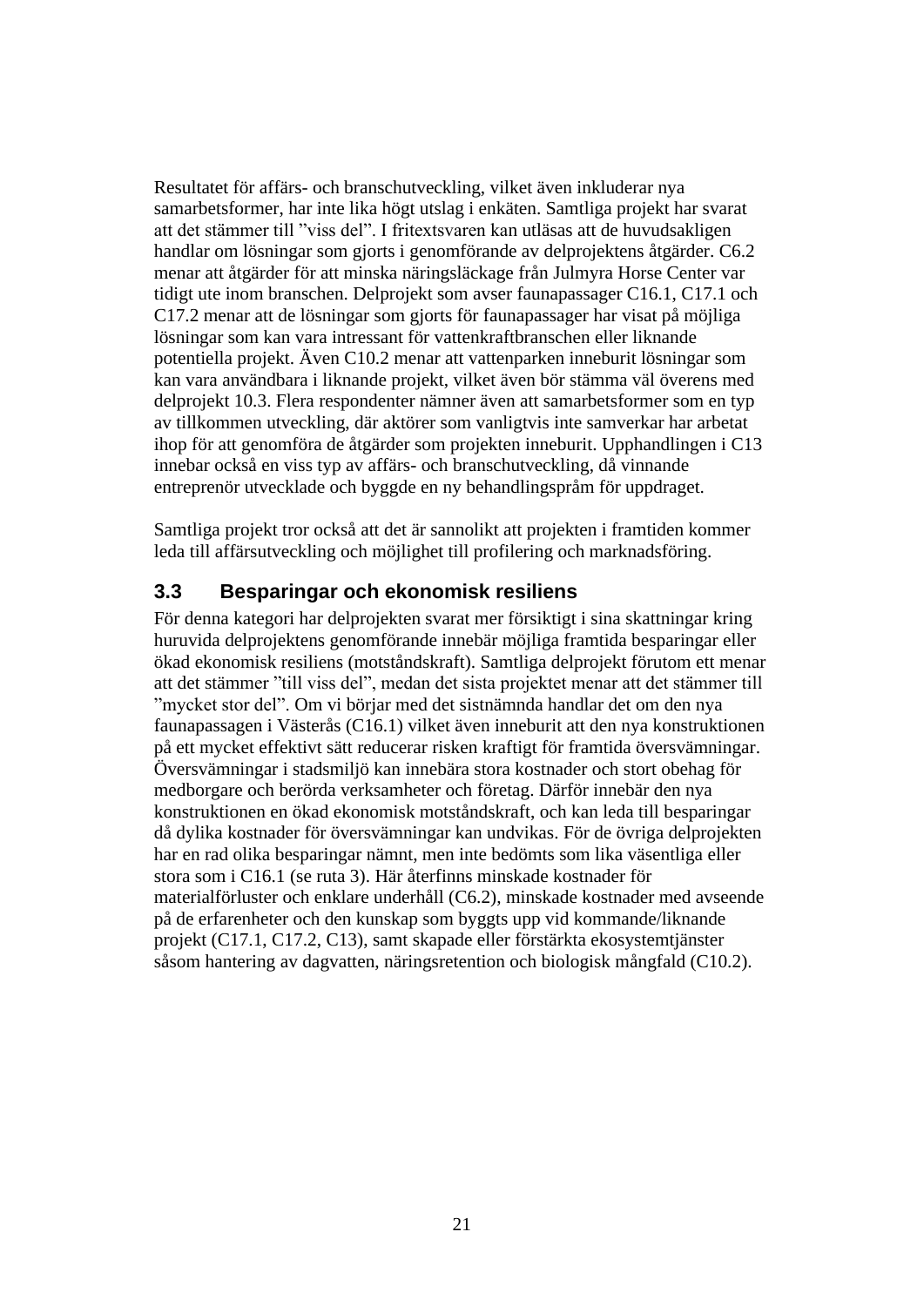Resultatet för affärs- och branschutveckling, vilket även inkluderar nya samarbetsformer, har inte lika högt utslag i enkäten. Samtliga projekt har svarat att det stämmer till ”viss del”. I fritextsvaren kan utläsas att de huvudsakligen handlar om lösningar som gjorts i genomförande av delprojektens åtgärder. C6.2 menar att åtgärder för att minska näringsläckage från Julmyra Horse Center var tidigt ute inom branschen. Delprojekt som avser faunapassager C16.1, C17.1 och C17.2 menar att de lösningar som gjorts för faunapassager har visat på möjliga lösningar som kan vara intressant för vattenkraftbranschen eller liknande potentiella projekt. Även C10.2 menar att vattenparken inneburit lösningar som kan vara användbara i liknande projekt, vilket även bör stämma väl överens med delprojekt 10.3. Flera respondenter nämner även att samarbetsformer som en typ av tillkommen utveckling, där aktörer som vanligtvis inte samverkar har arbetat ihop för att genomföra de åtgärder som projekten inneburit. Upphandlingen i C13 innebar också en viss typ av affärs- och branschutveckling, då vinnande entreprenör utvecklade och byggde en ny behandlingspråm för uppdraget.

Samtliga projekt tror också att det är sannolikt att projekten i framtiden kommer leda till affärsutveckling och möjlighet till profilering och marknadsföring.

## 3.3 Besparingar och ekonomisk resiliens

För denna kategori har delprojekten svarat mer försiktigt i sina skattningar kring huruvida delprojektens genomförande innebär möjliga framtida besparingar eller ökad ekonomisk resiliens (motståndskraft). Samtliga delprojekt förutom ett menar att det stämmer ”till viss del”, medan det sista projektet menar att det stämmer till ”mycket stor del”. Om vi börjar med det sistnämnda handlar det om den nya faunapassagen i Västerås (C16.1) vilket även inneburit att den nya konstruktionen på ett mycket effektivt sätt reducerar risken kraftigt för framtida översvämningar. Översvämningar i stadsmiljö kan innebära stora kostnader och stort obehag för medborgare och berörda verksamheter och företag. Därför innebär den nya konstruktionen en ökad ekonomisk motståndskraft, och kan leda till besparingar då dylika kostnader för översvämningar kan undvikas. För de övriga delprojekten har en rad olika besparingar nämnt, men inte bedömts som lika väsentliga eller stora som i C16.1 (se ruta 3). Här återfinns minskade kostnader för materialförluster och enklare underhåll (C6.2), minskade kostnader med avseende på de erfarenheter och den kunskap som byggts upp vid kommande/liknande projekt (C17.1, C17.2, C13), samt skapade eller förstärkta ekosystemtjänster såsom hantering av dagvatten, näringsretention och biologisk mångfald (C10.2).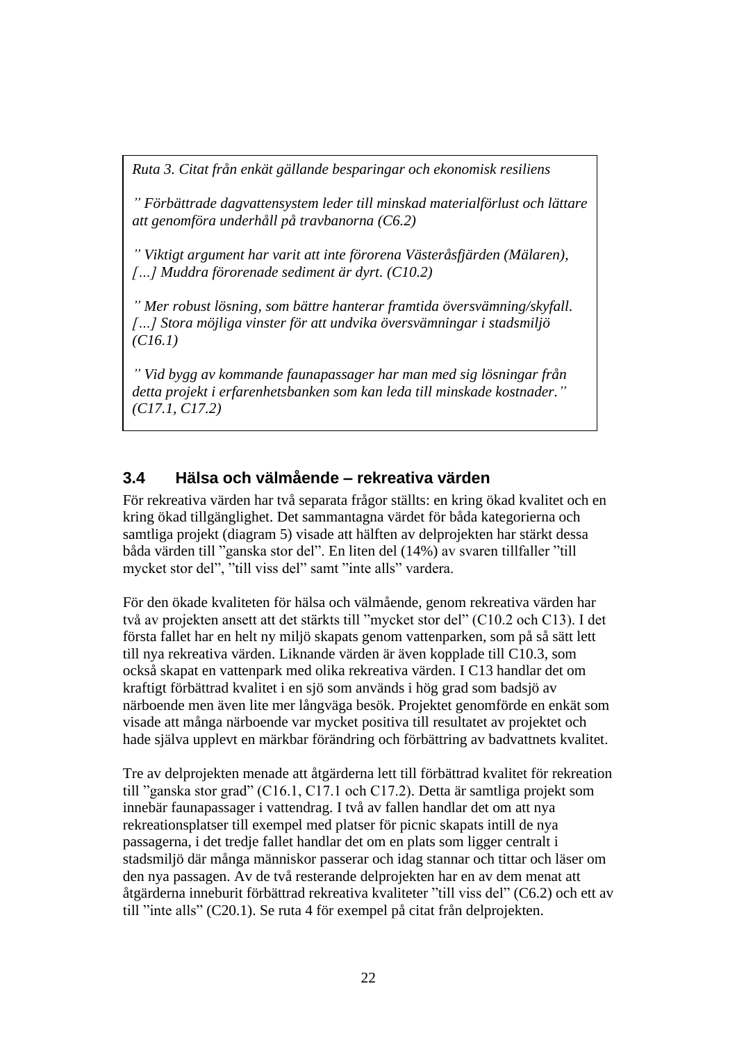*Ruta 3. Citat från enkät gällande besparingar och ekonomisk resiliens*

*” Förbättrade dagvattensystem leder till minskad materialförlust och lättare att genomföra underhåll på travbanorna (C6.2)*

*” Viktigt argument har varit att inte förorena Västeråsfjärden (Mälaren), […] Muddra förorenade sediment är dyrt. (C10.2)*

*” Mer robust lösning, som bättre hanterar framtida översvämning/skyfall. […] Stora möjliga vinster för att undvika översvämningar i stadsmiljö (C16.1)*

*” Vid bygg av kommande faunapassager har man med sig lösningar från detta projekt i erfarenhetsbanken som kan leda till minskade kostnader.” (C17.1, C17.2)*

## 3.4 Hälsa och välmående – rekreativa värden

För rekreativa värden har två separata frågor ställts: en kring ökad kvalitet och en kring ökad tillgänglighet. Det sammantagna värdet för båda kategorierna och samtliga projekt (diagram 5) visade att hälften av delprojekten har stärkt dessa båda värden till ”ganska stor del”. En liten del (14%) av svaren tillfaller ”till mycket stor del”, ”till viss del” samt ”inte alls” vardera.

För den ökade kvaliteten för hälsa och välmående, genom rekreativa värden har två av projekten ansett att det stärkts till ”mycket stor del” (C10.2 och C13). I det första fallet har en helt ny miljö skapats genom vattenparken, som på så sätt lett till nya rekreativa värden. Liknande värden är även kopplade till C10.3, som också skapat en vattenpark med olika rekreativa värden. I C13 handlar det om kraftigt förbättrad kvalitet i en sjö som används i hög grad som badsjö av närboende men även lite mer långväga besök. Projektet genomförde en enkät som visade att många närboende var mycket positiva till resultatet av projektet och hade själva upplevt en märkbar förändring och förbättring av badvattnets kvalitet.

Tre av delprojekten menade att åtgärderna lett till förbättrad kvalitet för rekreation till ”ganska stor grad” (C16.1, C17.1 och C17.2). Detta är samtliga projekt som innebär faunapassager i vattendrag. I två av fallen handlar det om att nya rekreationsplatser till exempel med platser för picnic skapats intill de nya passagerna, i det tredje fallet handlar det om en plats som ligger centralt i stadsmiljö där många människor passerar och idag stannar och tittar och läser om den nya passagen. Av de två resterande delprojekten har en av dem menat att åtgärderna inneburit förbättrad rekreativa kvaliteter ”till viss del” (C6.2) och ett av till ”inte alls” (C20.1). Se ruta 4 för exempel på citat från delprojekten.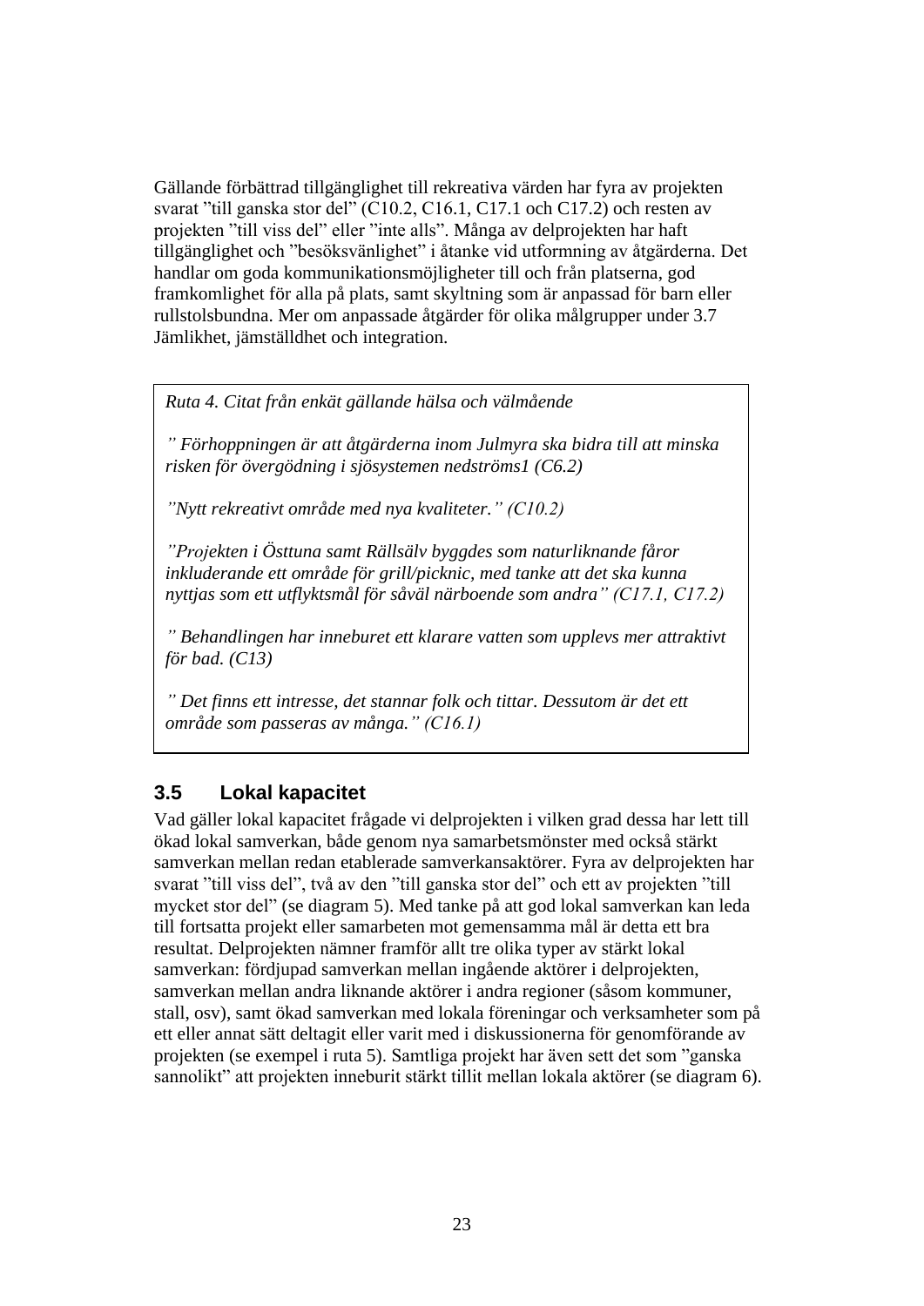Gällande förbättrad tillgänglighet till rekreativa värden har fyra av projekten svarat ”till ganska stor del” (C10.2, C16.1, C17.1 och C17.2) och resten av projekten ”till viss del” eller ”inte alls”. Många av delprojekten har haft tillgänglighet och ”besöksvänlighet” i åtanke vid utformning av åtgärderna. Det handlar om goda kommunikationsmöjligheter till och från platserna, god framkomlighet för alla på plats, samt skyltning som är anpassad för barn eller rullstolsbundna. Mer om anpassade åtgärder för olika målgrupper under 3.7 Jämlikhet, jämställdhet och integration.

> *Ruta 4. Citat från enkät gällande hälsa och välmående*
>
> *” Förhoppningen är att åtgärderna inom Julmyra ska bidra till att minska risken för övergödning i sjösystemen nedströms1 (C6.2)*
>
> *”Nytt rekreativt område med nya kvaliteter.” (C10.2)*
>
> *”Projekten i Östtuna samt Rällsälv byggdes som naturliknande fåror inkluderande ett område för grill/picknic, med tanke att det ska kunna nyttjas som ett utflyktsmål för såväl närboende som andra” (C17.1, C17.2)*
>
> *” Behandlingen har inneburet ett klarare vatten som upplevs mer attraktivt för bad. (C13)*
>
> *” Det finns ett intresse, det stannar folk och tittar. Dessutom är det ett område som passeras av många.” (C16.1)*

## 3.5 Lokal kapacitet

Vad gäller lokal kapacitet frågade vi delprojekten i vilken grad dessa har lett till ökad lokal samverkan, både genom nya samarbetsmönster med också stärkt samverkan mellan redan etablerade samverkansaktörer. Fyra av delprojekten har svarat ”till viss del”, två av den ”till ganska stor del” och ett av projekten ”till mycket stor del” (se diagram 5). Med tanke på att god lokal samverkan kan leda till fortsatta projekt eller samarbeten mot gemensamma mål är detta ett bra resultat. Delprojekten nämner framför allt tre olika typer av stärkt lokal samverkan: fördjupad samverkan mellan ingående aktörer i delprojekten, samverkan mellan andra liknande aktörer i andra regioner (såsom kommuner, stall, osv), samt ökad samverkan med lokala föreningar och verksamheter som på ett eller annat sätt deltagit eller varit med i diskussionerna för genomförande av projekten (se exempel i ruta 5). Samtliga projekt har även sett det som ”ganska sannolikt” att projekten inneburit stärkt tillit mellan lokala aktörer (se diagram 6).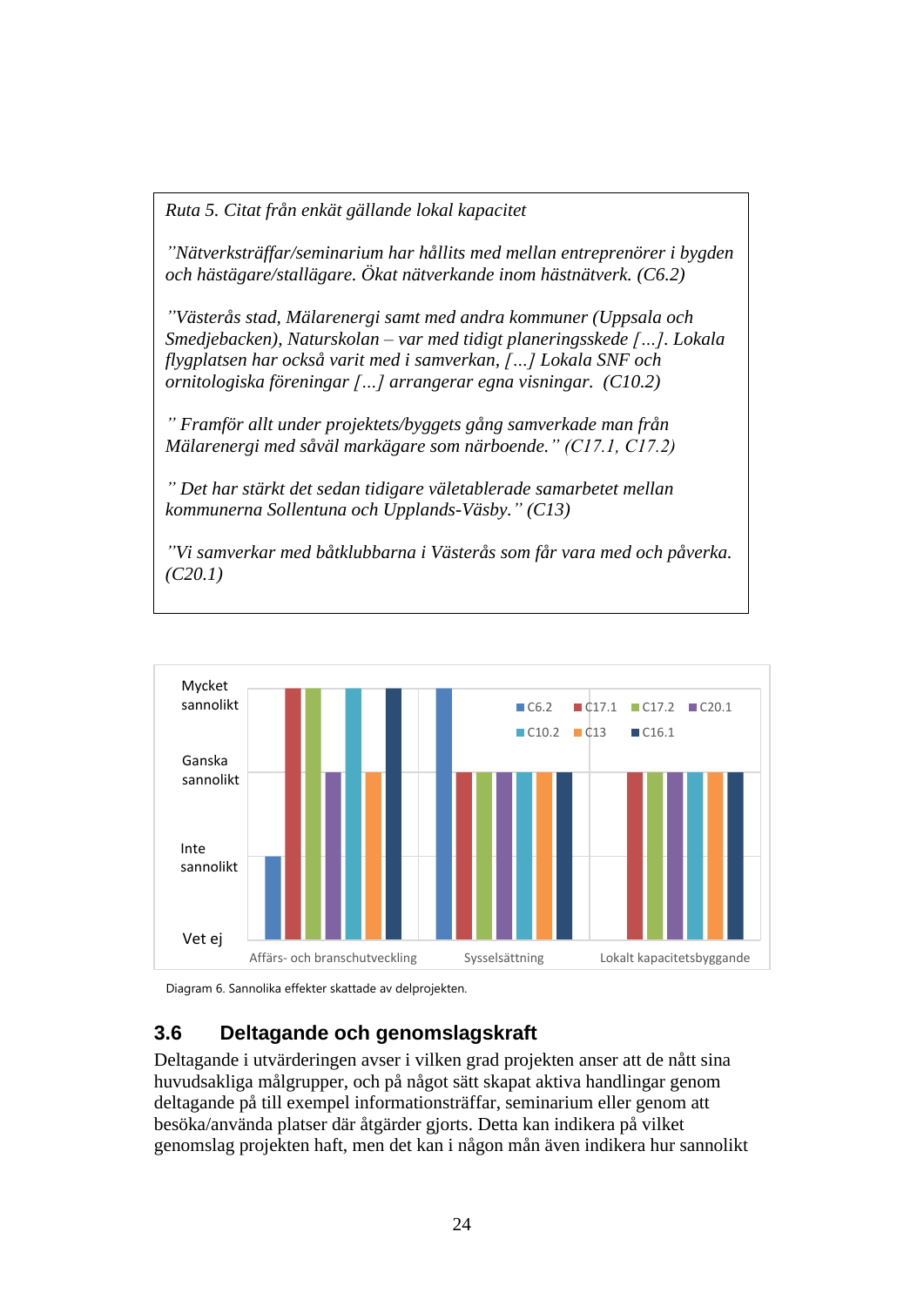*Ruta 5. Citat från enkät gällande lokal kapacitet*

*”Nätverksträffar/seminarium har hållits med mellan entreprenörer i bygden och hästägare/stallägare. Ökat nätverkande inom hästnätverk. (C6.2)*

*”Västerås stad, Mälarenergi samt med andra kommuner (Uppsala och Smedjebacken), Naturskolan – var med tidigt planeringsskede […]. Lokala flygplatsen har också varit med i samverkan, […] Lokala SNF och ornitologiska föreningar […] arrangerar egna visningar. (C10.2)*

*” Framför allt under projektets/byggets gång samverkade man från Mälarenergi med såväl markägare som närboende.” (C17.1, C17.2)*

*” Det har stärkt det sedan tidigare väletablerade samarbetet mellan kommunerna Sollentuna och Upplands-Väsby.” (C13)*

*”Vi samverkar med båtklubbarna i Västerås som får vara med och påverka. (C20.1)*

Diagram 6. Sannolika effekter skattade av delprojekten.

## 3.6 Deltagande och genomslagskraft

Deltagande i utvärderingen avser i vilken grad projekten anser att de nått sina huvudsakliga målgrupper, och på något sätt skapat aktiva handlingar genom deltagande på till exempel informationsträffar, seminarium eller genom att besöka/använda platser där åtgärder gjorts. Detta kan indikera på vilket genomslag projekten haft, men det kan i någon mån även indikera hur sannolikt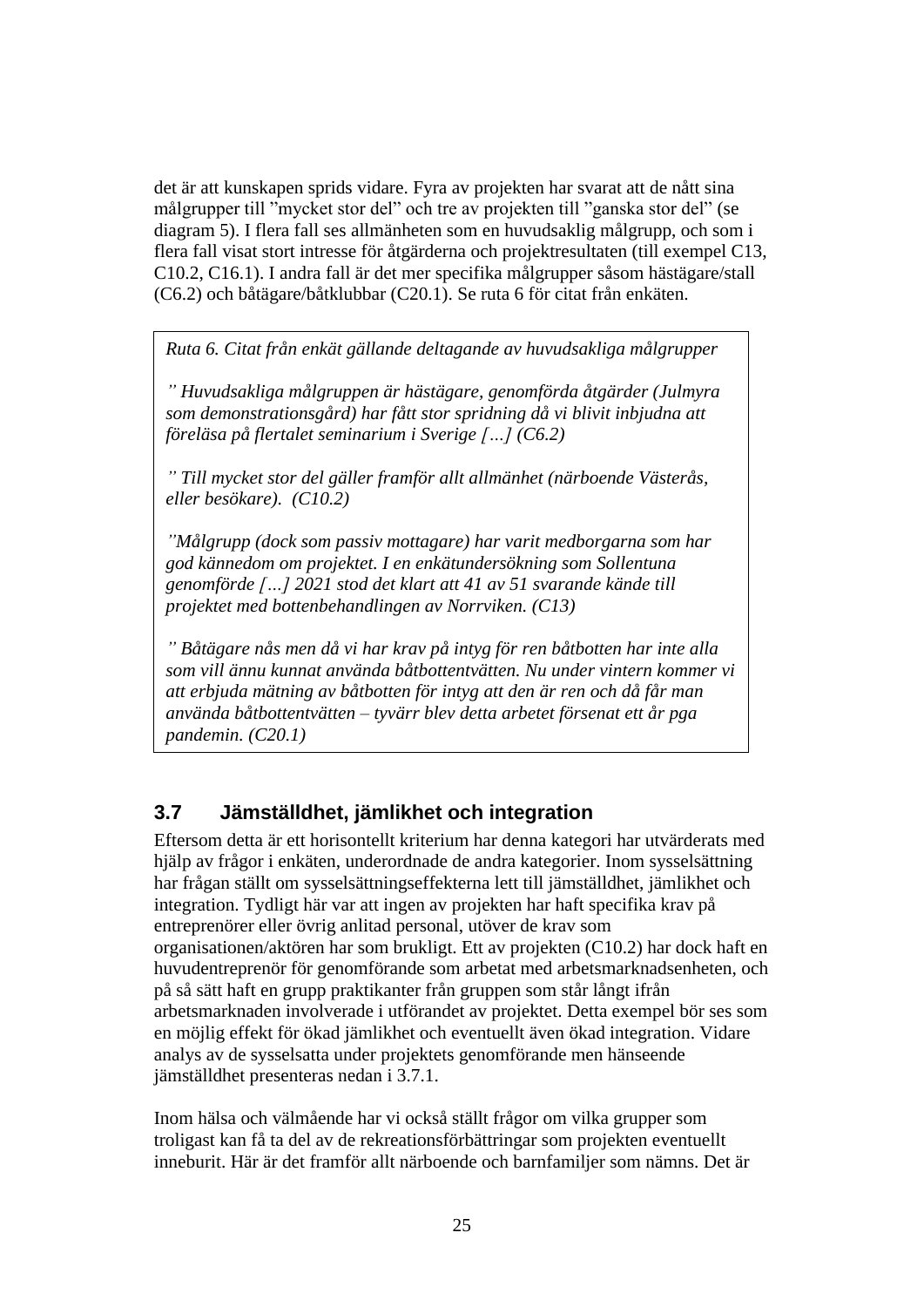det är att kunskapen sprids vidare. Fyra av projekten har svarat att de nått sina målgrupper till ”mycket stor del” och tre av projekten till ”ganska stor del” (se diagram 5). I flera fall ses allmänheten som en huvudsaklig målgrupp, och som i flera fall visat stort intresse för åtgärderna och projektresultaten (till exempel C13, C10.2, C16.1). I andra fall är det mer specifika målgrupper såsom hästägare/stall (C6.2) och båtägare/båtklubbar (C20.1). Se ruta 6 för citat från enkäten.

> *Ruta 6. Citat från enkät gällande deltagande av huvudsakliga målgrupper*
>
> *” Huvudsakliga målgruppen är hästägare, genomförda åtgärder (Julmyra som demonstrationsgård) har fått stor spridning då vi blivit inbjudna att föreläsa på flertalet seminarium i Sverige […] (C6.2)*
>
> *” Till mycket stor del gäller framför allt allmänhet (närboende Västerås, eller besökare). (C10.2)*
>
> *”Målgrupp (dock som passiv mottagare) har varit medborgarna som har god kännedom om projektet. I en enkätundersökning som Sollentuna genomförde […] 2021 stod det klart att 41 av 51 svarande kände till projektet med bottenbehandlingen av Norrviken. (C13)*
>
> *” Båtägare nås men då vi har krav på intyg för ren båtbotten har inte alla som vill ännu kunnat använda båtbottentvätten. Nu under vintern kommer vi att erbjuda mätning av båtbotten för intyg att den är ren och då får man använda båtbottentvätten – tyvärr blev detta arbetet försenat ett år pga pandemin. (C20.1)*

## 3.7 Jämställdhet, jämlikhet och integration

Eftersom detta är ett horisontellt kriterium har denna kategori utvärderats med hjälp av frågor i enkäten, underordnade de andra kategorier. Inom sysselsättning har frågan ställt om sysselsättningseffekterna lett till jämställdhet, jämlikhet och integration. Tydligt här var att ingen av projekten har haft specifika krav på entreprenörer eller övrig anlitad personal, utöver de krav som organisationen/aktören har som brukligt. Ett av projekten (C10.2) har dock haft en huvudentreprenör för genomförande som arbetat med arbetsmarknadsenheten, och på så sätt haft en grupp praktikanter från gruppen som står långt ifrån arbetsmarknaden involverade i utförandet av projektet. Detta exempel bör ses som en möjlig effekt för ökad jämlikhet och eventuellt även ökad integration. Vidare analys av de sysselsatta under projektets genomförande men hänseende jämställdhet presenteras nedan i 3.7.1.

Inom hälsa och välmående har vi också ställt frågor om vilka grupper som troligast kan få ta del av de rekreationsförbättringar som projekten eventuellt inneburit. Här är det framför allt närboende och barnfamiljer som nämns. Det är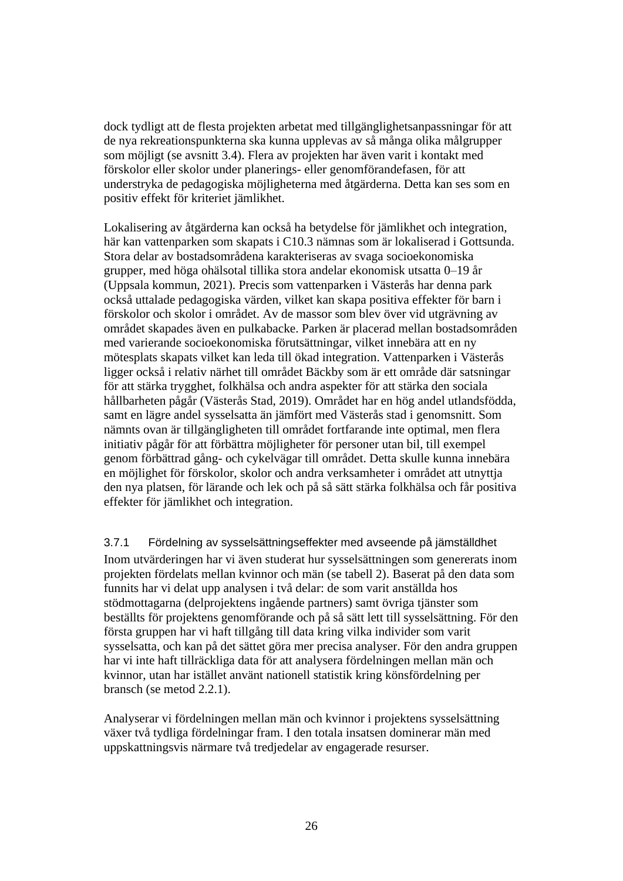dock tydligt att de flesta projekten arbetat med tillgänglighetsanpassningar för att de nya rekreationspunkterna ska kunna upplevas av så många olika målgrupper som möjligt (se avsnitt 3.4). Flera av projekten har även varit i kontakt med förskolor eller skolor under planerings- eller genomförandefasen, för att understryka de pedagogiska möjligheterna med åtgärderna. Detta kan ses som en positiv effekt för kriteriet jämlikhet.

Lokalisering av åtgärderna kan också ha betydelse för jämlikhet och integration, här kan vattenparken som skapats i C10.3 nämnas som är lokaliserad i Gottsunda. Stora delar av bostadsområdena karakteriseras av svaga socioekonomiska grupper, med höga ohälsotal tillika stora andelar ekonomisk utsatta 0–19 år (Uppsala kommun, 2021). Precis som vattenparken i Västerås har denna park också uttalade pedagogiska värden, vilket kan skapa positiva effekter för barn i förskolor och skolor i området. Av de massor som blev över vid utgrävning av området skapades även en pulkabacke. Parken är placerad mellan bostadsområden med varierande socioekonomiska förutsättningar, vilket innebära att en ny mötesplats skapats vilket kan leda till ökad integration. Vattenparken i Västerås ligger också i relativ närhet till området Bäckby som är ett område där satsningar för att stärka trygghet, folkhälsa och andra aspekter för att stärka den sociala hållbarheten pågår (Västerås Stad, 2019). Området har en hög andel utlandsfödda, samt en lägre andel sysselsatta än jämfört med Västerås stad i genomsnitt. Som nämnts ovan är tillgängligheten till området fortfarande inte optimal, men flera initiativ pågår för att förbättra möjligheter för personer utan bil, till exempel genom förbättrad gång- och cykelvägar till området. Detta skulle kunna innebära en möjlighet för förskolor, skolor och andra verksamheter i området att utnyttja den nya platsen, för lärande och lek och på så sätt stärka folkhälsa och får positiva effekter för jämlikhet och integration.

#### 3.7.1 Fördelning av sysselsättningseffekter med avseende på jämställdhet

Inom utvärderingen har vi även studerat hur sysselsättningen som genererats inom projekten fördelats mellan kvinnor och män (se tabell 2). Baserat på den data som funnits har vi delat upp analysen i två delar: de som varit anställda hos stödmottagarna (delprojektens ingående partners) samt övriga tjänster som beställts för projektens genomförande och på så sätt lett till sysselsättning. För den första gruppen har vi haft tillgång till data kring vilka individer som varit sysselsatta, och kan på det sättet göra mer precisa analyser. För den andra gruppen har vi inte haft tillräckliga data för att analysera fördelningen mellan män och kvinnor, utan har istället använt nationell statistik kring könsfördelning per bransch (se metod 2.2.1).

Analyserar vi fördelningen mellan män och kvinnor i projektens sysselsättning växer två tydliga fördelningar fram. I den totala insatsen dominerar män med uppskattningsvis närmare två tredjedelar av engagerade resurser.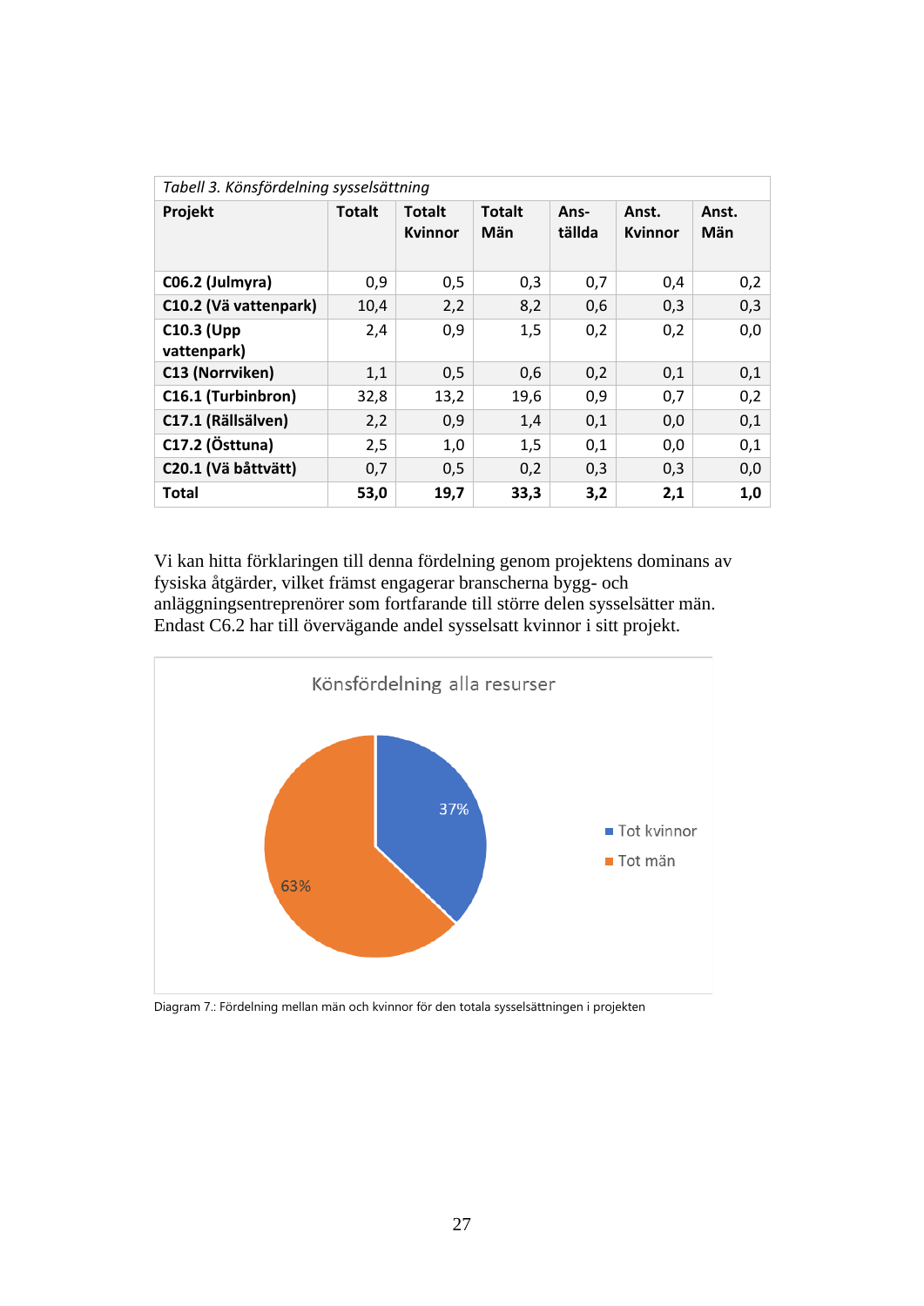*Tabell 3. Könsfördelning sysselsättning*

| Projekt | Totalt | Totalt Kvinnor | Totalt Män | Ans-tällda | Anst. Kvinnor | Anst. Män |
|---|---|---|---|---|---|---|
| **C06.2 (Julmyra)** | 0,9 | 0,5 | 0,3 | 0,7 | 0,4 | 0,2 |
| **C10.2 (Vä vattenpark)** | 10,4 | 2,2 | 8,2 | 0,6 | 0,3 | 0,3 |
| **C10.3 (Upp vattenpark)** | 2,4 | 0,9 | 1,5 | 0,2 | 0,2 | 0,0 |
| **C13 (Norrviken)** | 1,1 | 0,5 | 0,6 | 0,2 | 0,1 | 0,1 |
| **C16.1 (Turbinbron)** | 32,8 | 13,2 | 19,6 | 0,9 | 0,7 | 0,2 |
| **C17.1 (Rällsälven)** | 2,2 | 0,9 | 1,4 | 0,1 | 0,0 | 0,1 |
| **C17.2 (Östtuna)** | 2,5 | 1,0 | 1,5 | 0,1 | 0,0 | 0,1 |
| **C20.1 (Vä båttvätt)** | 0,7 | 0,5 | 0,2 | 0,3 | 0,3 | 0,0 |
| **Total** | **53,0** | **19,7** | **33,3** | **3,2** | **2,1** | **1,0** |

Vi kan hitta förklaringen till denna fördelning genom projektens dominans av fysiska åtgärder, vilket främst engagerar branscherna bygg- och anläggningsentreprenörer som fortfarande till större delen sysselsätter män. Endast C6.2 har till övervägande andel sysselsatt kvinnor i sitt projekt.

Könsfördelning alla resurser

- Tot kvinnor: 37%
- Tot män: 63%

Diagram 7.: Fördelning mellan män och kvinnor för den totala sysselsättningen i projekten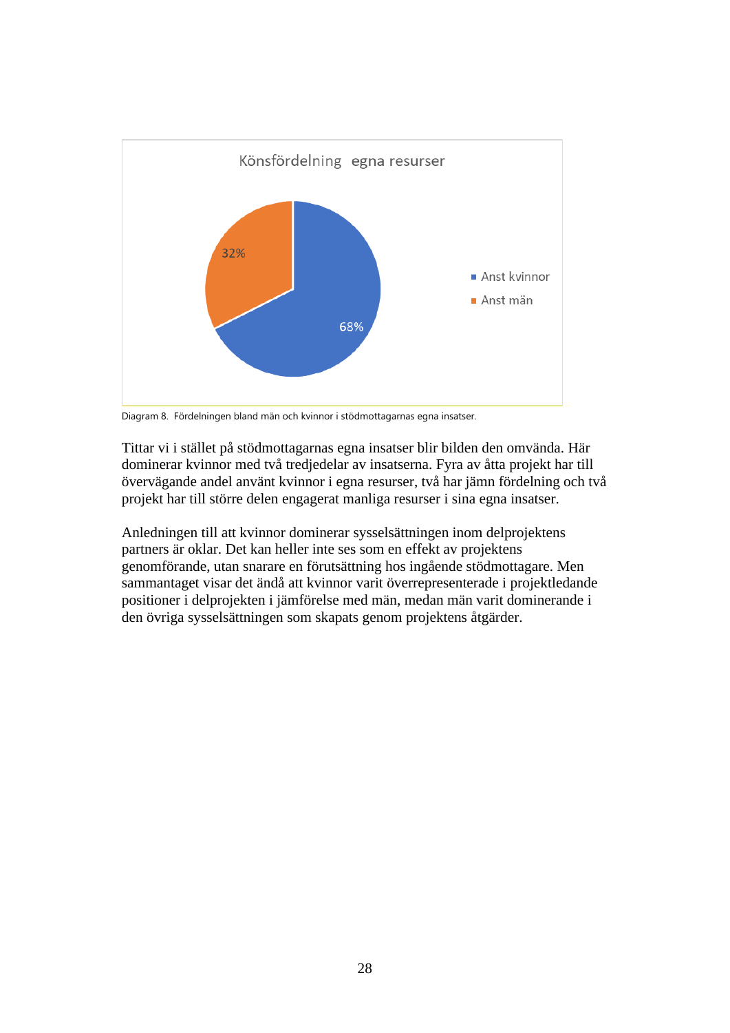Diagram 8. Fördelningen bland män och kvinnor i stödmottagarnas egna insatser.

Tittar vi i stället på stödmottagarnas egna insatser blir bilden den omvända. Här dominerar kvinnor med två tredjedelar av insatserna. Fyra av åtta projekt har till övervägande andel använt kvinnor i egna resurser, två har jämn fördelning och två projekt har till större delen engagerat manliga resurser i sina egna insatser.

Anledningen till att kvinnor dominerar sysselsättningen inom delprojektens partners är oklar. Det kan heller inte ses som en effekt av projektens genomförande, utan snarare en förutsättning hos ingående stödmottagare. Men sammantaget visar det ändå att kvinnor varit överrepresenterade i projektledande positioner i delprojekten i jämförelse med män, medan män varit dominerande i den övriga sysselsättningen som skapats genom projektens åtgärder.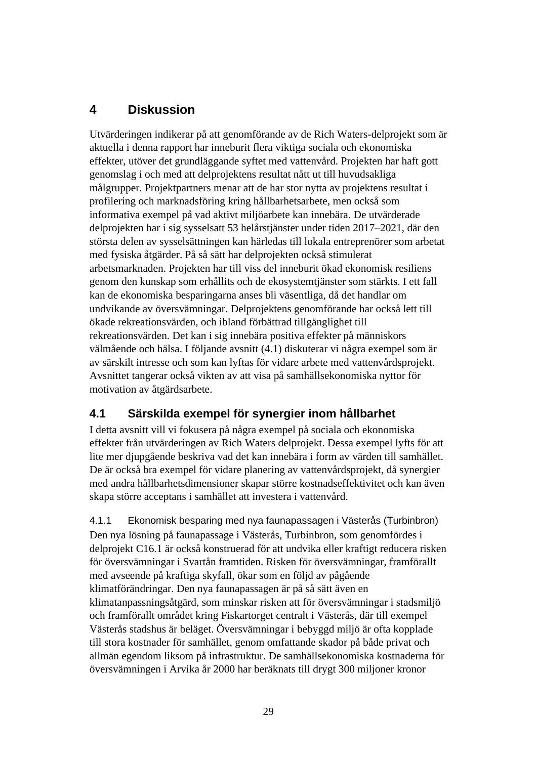# 4 Diskussion

Utvärderingen indikerar på att genomförande av de Rich Waters-delprojekt som är aktuella i denna rapport har inneburit flera viktiga sociala och ekonomiska effekter, utöver det grundläggande syftet med vattenvård. Projekten har haft gott genomslag i och med att delprojektens resultat nått ut till huvudsakliga målgrupper. Projektpartners menar att de har stor nytta av projektens resultat i profilering och marknadsföring kring hållbarhetsarbete, men också som informativa exempel på vad aktivt miljöarbete kan innebära. De utvärderade delprojekten har i sig sysselsatt 53 helårstjänster under tiden 2017–2021, där den största delen av sysselsättningen kan härledas till lokala entreprenörer som arbetat med fysiska åtgärder. På så sätt har delprojekten också stimulerat arbetsmarknaden. Projekten har till viss del inneburit ökad ekonomisk resiliens genom den kunskap som erhållits och de ekosystemtjänster som stärkts. I ett fall kan de ekonomiska besparingarna anses bli väsentliga, då det handlar om undvikande av översvämningar. Delprojektens genomförande har också lett till ökade rekreationsvärden, och ibland förbättrad tillgänglighet till rekreationsvärden. Det kan i sig innebära positiva effekter på människors välmående och hälsa. I följande avsnitt (4.1) diskuterar vi några exempel som är av särskilt intresse och som kan lyftas för vidare arbete med vattenvårdsprojekt. Avsnittet tangerar också vikten av att visa på samhällsekonomiska nyttor för motivation av åtgärdsarbete.

## 4.1 Särskilda exempel för synergier inom hållbarhet

I detta avsnitt vill vi fokusera på några exempel på sociala och ekonomiska effekter från utvärderingen av Rich Waters delprojekt. Dessa exempel lyfts för att lite mer djupgående beskriva vad det kan innebära i form av värden till samhället. De är också bra exempel för vidare planering av vattenvårdsprojekt, då synergier med andra hållbarhetsdimensioner skapar större kostnadseffektivitet och kan även skapa större acceptans i samhället att investera i vattenvård.

### 4.1.1 Ekonomisk besparing med nya faunapassagen i Västerås (Turbinbron)

Den nya lösning på faunapassage i Västerås, Turbinbron, som genomfördes i delprojekt C16.1 är också konstruerad för att undvika eller kraftigt reducera risken för översvämningar i Svartån framtiden. Risken för översvämningar, framförallt med avseende på kraftiga skyfall, ökar som en följd av pågående klimatförändringar. Den nya faunapassagen är på så sätt även en klimatanpassningsåtgärd, som minskar risken att för översvämningar i stadsmiljö och framförallt området kring Fiskartorget centralt i Västerås, där till exempel Västerås stadshus är beläget. Översvämningar i bebyggd miljö är ofta kopplade till stora kostnader för samhället, genom omfattande skador på både privat och allmän egendom liksom på infrastruktur. De samhällsekonomiska kostnaderna för översvämningen i Arvika år 2000 har beräknats till drygt 300 miljoner kronor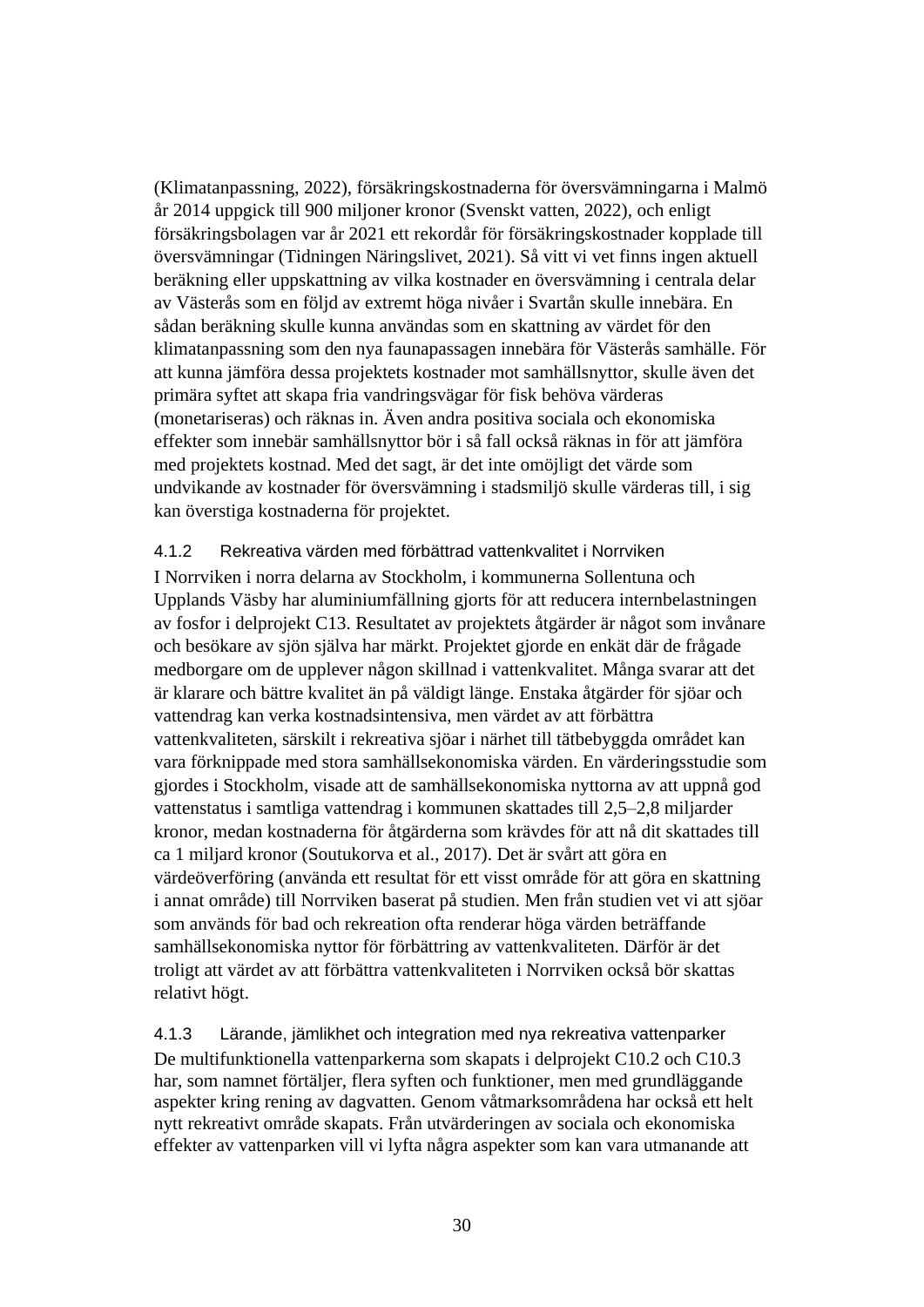(Klimatanpassning, 2022), försäkringskostnaderna för översvämningarna i Malmö år 2014 uppgick till 900 miljoner kronor (Svenskt vatten, 2022), och enligt försäkringsbolagen var år 2021 ett rekordår för försäkringskostnader kopplade till översvämningar (Tidningen Näringslivet, 2021). Så vitt vi vet finns ingen aktuell beräkning eller uppskattning av vilka kostnader en översvämning i centrala delar av Västerås som en följd av extremt höga nivåer i Svartån skulle innebära. En sådan beräkning skulle kunna användas som en skattning av värdet för den klimatanpassning som den nya faunapassagen innebära för Västerås samhälle. För att kunna jämföra dessa projektets kostnader mot samhällsnyttor, skulle även det primära syftet att skapa fria vandringsvägar för fisk behöva värderas (monetariseras) och räknas in. Även andra positiva sociala och ekonomiska effekter som innebär samhällsnyttor bör i så fall också räknas in för att jämföra med projektets kostnad. Med det sagt, är det inte omöjligt det värde som undvikande av kostnader för översvämning i stadsmiljö skulle värderas till, i sig kan överstiga kostnaderna för projektet.

#### 4.1.2 Rekreativa värden med förbättrad vattenkvalitet i Norrviken

I Norrviken i norra delarna av Stockholm, i kommunerna Sollentuna och Upplands Väsby har aluminiumfällning gjorts för att reducera internbelastningen av fosfor i delprojekt C13. Resultatet av projektets åtgärder är något som invånare och besökare av sjön själva har märkt. Projektet gjorde en enkät där de frågade medborgare om de upplever någon skillnad i vattenkvalitet. Många svarar att det är klarare och bättre kvalitet än på väldigt länge. Enstaka åtgärder för sjöar och vattendrag kan verka kostnadsintensiva, men värdet av att förbättra vattenkvaliteten, särskilt i rekreativa sjöar i närhet till tätbebyggda området kan vara förknippade med stora samhällsekonomiska värden. En värderingsstudie som gjordes i Stockholm, visade att de samhällsekonomiska nyttorna av att uppnå god vattenstatus i samtliga vattendrag i kommunen skattades till 2,5–2,8 miljarder kronor, medan kostnaderna för åtgärderna som krävdes för att nå dit skattades till ca 1 miljard kronor (Soutukorva et al., 2017). Det är svårt att göra en värdeöverföring (använda ett resultat för ett visst område för att göra en skattning i annat område) till Norrviken baserat på studien. Men från studien vet vi att sjöar som används för bad och rekreation ofta renderar höga värden beträffande samhällsekonomiska nyttor för förbättring av vattenkvaliteten. Därför är det troligt att värdet av att förbättra vattenkvaliteten i Norrviken också bör skattas relativt högt.

#### 4.1.3 Lärande, jämlikhet och integration med nya rekreativa vattenparker

De multifunktionella vattenparkerna som skapats i delprojekt C10.2 och C10.3 har, som namnet förtäljer, flera syften och funktioner, men med grundläggande aspekter kring rening av dagvatten. Genom våtmarksområdena har också ett helt nytt rekreativt område skapats. Från utvärderingen av sociala och ekonomiska effekter av vattenparken vill vi lyfta några aspekter som kan vara utmanande att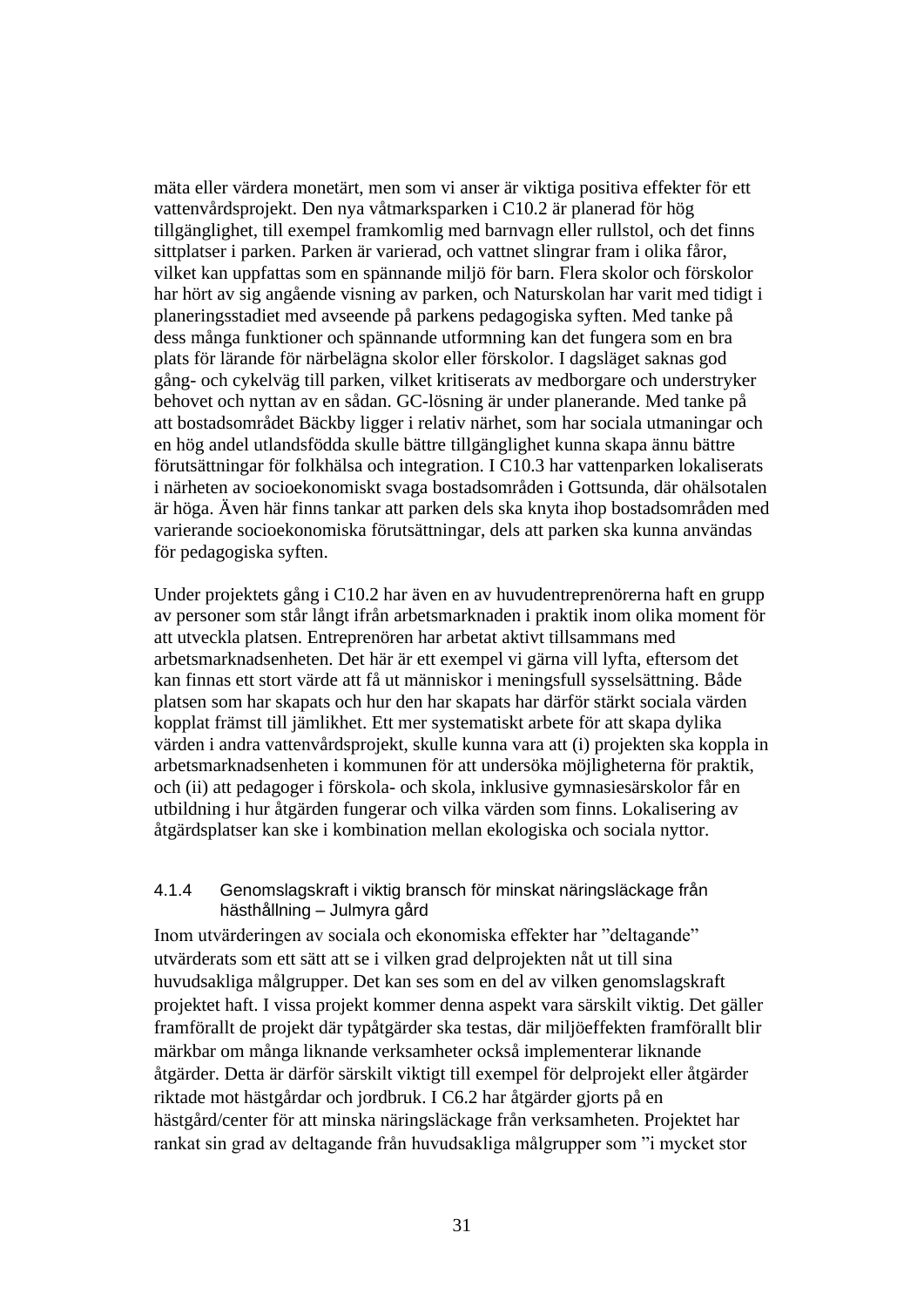mäta eller värdera monetärt, men som vi anser är viktiga positiva effekter för ett vattenvårdsprojekt. Den nya våtmarksparken i C10.2 är planerad för hög tillgänglighet, till exempel framkomlig med barnvagn eller rullstol, och det finns sittplatser i parken. Parken är varierad, och vattnet slingrar fram i olika fåror, vilket kan uppfattas som en spännande miljö för barn. Flera skolor och förskolor har hört av sig angående visning av parken, och Naturskolan har varit med tidigt i planeringsstadiet med avseende på parkens pedagogiska syften. Med tanke på dess många funktioner och spännande utformning kan det fungera som en bra plats för lärande för närbelägna skolor eller förskolor. I dagsläget saknas god gång- och cykelväg till parken, vilket kritiserats av medborgare och understryker behovet och nyttan av en sådan. GC-lösning är under planerande. Med tanke på att bostadsområdet Bäckby ligger i relativ närhet, som har sociala utmaningar och en hög andel utlandsfödda skulle bättre tillgänglighet kunna skapa ännu bättre förutsättningar för folkhälsa och integration. I C10.3 har vattenparken lokaliserats i närheten av socioekonomiskt svaga bostadsområden i Gottsunda, där ohälsotalen är höga. Även här finns tankar att parken dels ska knyta ihop bostadsområden med varierande socioekonomiska förutsättningar, dels att parken ska kunna användas för pedagogiska syften.

Under projektets gång i C10.2 har även en av huvudentreprenörerna haft en grupp av personer som står långt ifrån arbetsmarknaden i praktik inom olika moment för att utveckla platsen. Entreprenören har arbetat aktivt tillsammans med arbetsmarknadsenheten. Det här är ett exempel vi gärna vill lyfta, eftersom det kan finnas ett stort värde att få ut människor i meningsfull sysselsättning. Både platsen som har skapats och hur den har skapats har därför stärkt sociala värden kopplat främst till jämlikhet. Ett mer systematiskt arbete för att skapa dylika värden i andra vattenvårdsprojekt, skulle kunna vara att (i) projekten ska koppla in arbetsmarknadsenheten i kommunen för att undersöka möjligheterna för praktik, och (ii) att pedagoger i förskola- och skola, inklusive gymnasiesärskolor får en utbildning i hur åtgärden fungerar och vilka värden som finns. Lokalisering av åtgärdsplatser kan ske i kombination mellan ekologiska och sociala nyttor.

#### 4.1.4 Genomslagskraft i viktig bransch för minskat näringsläckage från hästhållning – Julmyra gård

Inom utvärderingen av sociala och ekonomiska effekter har ”deltagande” utvärderats som ett sätt att se i vilken grad delprojekten nåt ut till sina huvudsakliga målgrupper. Det kan ses som en del av vilken genomslagskraft projektet haft. I vissa projekt kommer denna aspekt vara särskilt viktig. Det gäller framförallt de projekt där typåtgärder ska testas, där miljöeffekten framförallt blir märkbar om många liknande verksamheter också implementerar liknande åtgärder. Detta är därför särskilt viktigt till exempel för delprojekt eller åtgärder riktade mot hästgårdar och jordbruk. I C6.2 har åtgärder gjorts på en hästgård/center för att minska näringsläckage från verksamheten. Projektet har rankat sin grad av deltagande från huvudsakliga målgrupper som ”i mycket stor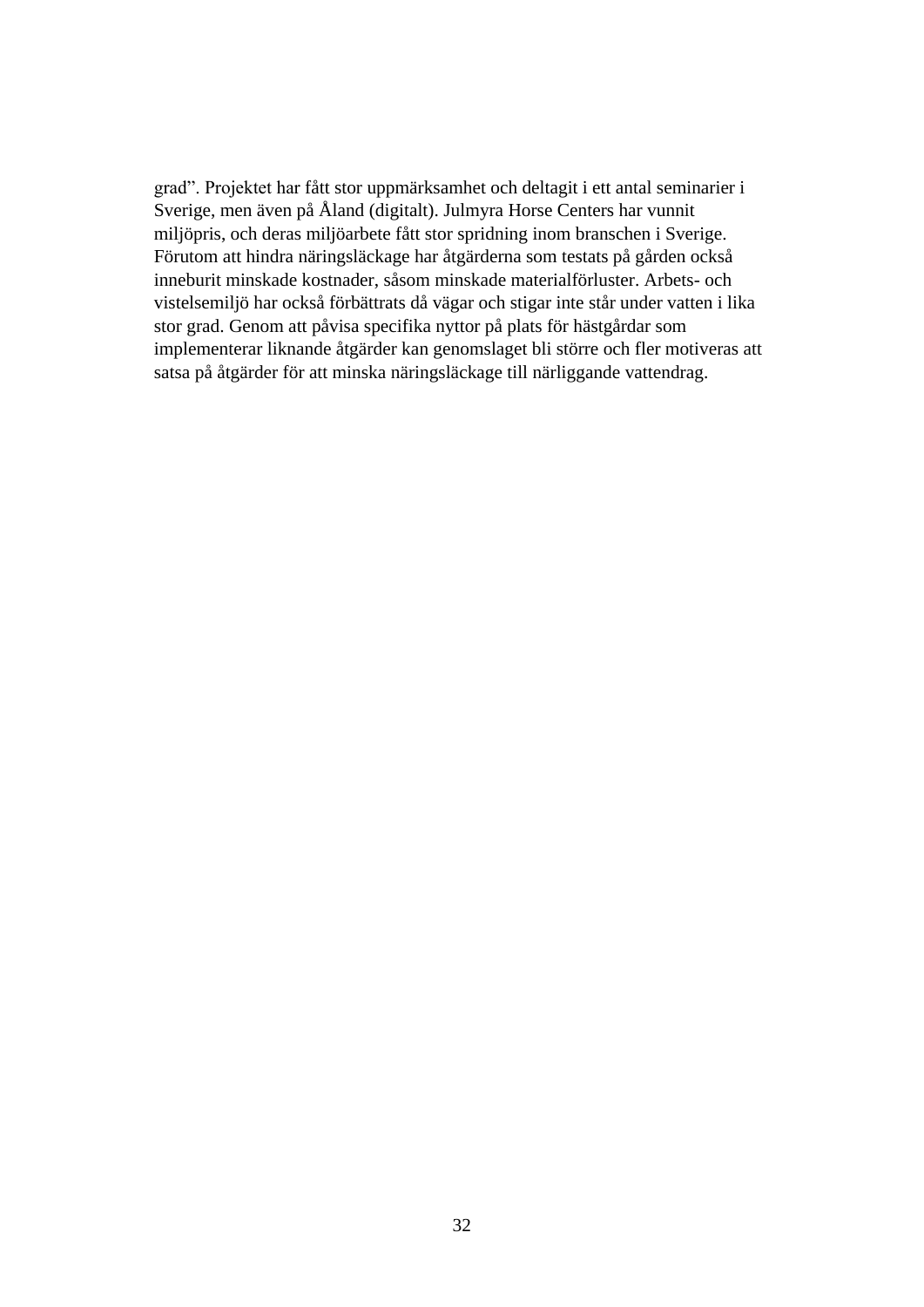grad”. Projektet har fått stor uppmärksamhet och deltagit i ett antal seminarier i Sverige, men även på Åland (digitalt). Julmyra Horse Centers har vunnit miljöpris, och deras miljöarbete fått stor spridning inom branschen i Sverige. Förutom att hindra näringsläckage har åtgärderna som testats på gården också inneburit minskade kostnader, såsom minskade materialförluster. Arbets- och vistelsemiljö har också förbättrats då vägar och stigar inte står under vatten i lika stor grad. Genom att påvisa specifika nyttor på plats för hästgårdar som implementerar liknande åtgärder kan genomslaget bli större och fler motiveras att satsa på åtgärder för att minska näringsläckage till närliggande vattendrag.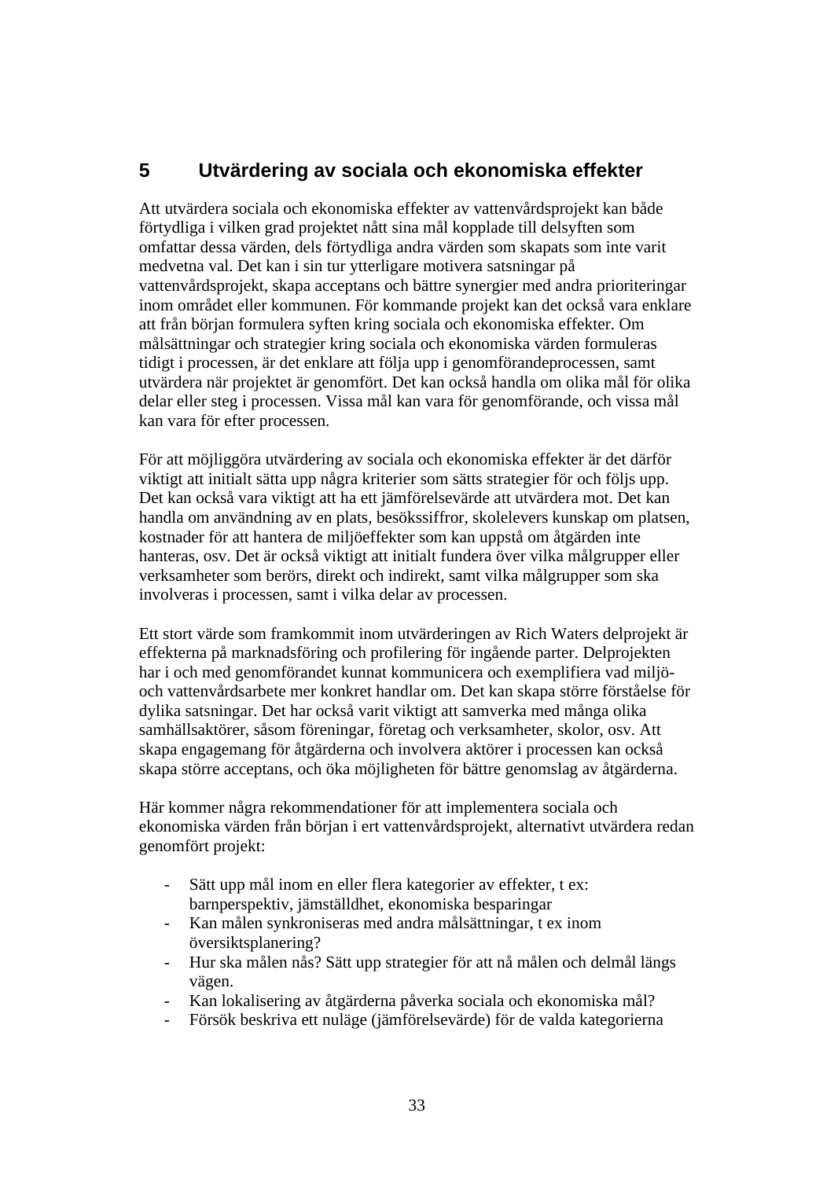# 5 Utvärdering av sociala och ekonomiska effekter

Att utvärdera sociala och ekonomiska effekter av vattenvårdsprojekt kan både förtydliga i vilken grad projektet nått sina mål kopplade till delsyften som omfattar dessa värden, dels förtydliga andra värden som skapats som inte varit medvetna val. Det kan i sin tur ytterligare motivera satsningar på vattenvårdsprojekt, skapa acceptans och bättre synergier med andra prioriteringar inom området eller kommunen. För kommande projekt kan det också vara enklare att från början formulera syften kring sociala och ekonomiska effekter. Om målsättningar och strategier kring sociala och ekonomiska värden formuleras tidigt i processen, är det enklare att följa upp i genomförandeprocessen, samt utvärdera när projektet är genomfört. Det kan också handla om olika mål för olika delar eller steg i processen. Vissa mål kan vara för genomförande, och vissa mål kan vara för efter processen.

För att möjliggöra utvärdering av sociala och ekonomiska effekter är det därför viktigt att initialt sätta upp några kriterier som sätts strategier för och följs upp. Det kan också vara viktigt att ha ett jämförelsevärde att utvärdera mot. Det kan handla om användning av en plats, besökssiffror, skolelevers kunskap om platsen, kostnader för att hantera de miljöeffekter som kan uppstå om åtgärden inte hanteras, osv. Det är också viktigt att initialt fundera över vilka målgrupper eller verksamheter som berörs, direkt och indirekt, samt vilka målgrupper som ska involveras i processen, samt i vilka delar av processen.

Ett stort värde som framkommit inom utvärderingen av Rich Waters delprojekt är effekterna på marknadsföring och profilering för ingående parter. Delprojekten har i och med genomförandet kunnat kommunicera och exemplifiera vad miljö- och vattenvårdsarbete mer konkret handlar om. Det kan skapa större förståelse för dylika satsningar. Det har också varit viktigt att samverka med många olika samhällsaktörer, såsom föreningar, företag och verksamheter, skolor, osv. Att skapa engagemang för åtgärderna och involvera aktörer i processen kan också skapa större acceptans, och öka möjligheten för bättre genomslag av åtgärderna.

Här kommer några rekommendationer för att implementera sociala och ekonomiska värden från början i ert vattenvårdsprojekt, alternativt utvärdera redan genomfört projekt:

- Sätt upp mål inom en eller flera kategorier av effekter, t ex: barnperspektiv, jämställdhet, ekonomiska besparingar
- Kan målen synkroniseras med andra målsättningar, t ex inom översiktsplanering?
- Hur ska målen nås? Sätt upp strategier för att nå målen och delmål längs vägen.
- Kan lokalisering av åtgärderna påverka sociala och ekonomiska mål?
- Försök beskriva ett nuläge (jämförelsevärde) för de valda kategorierna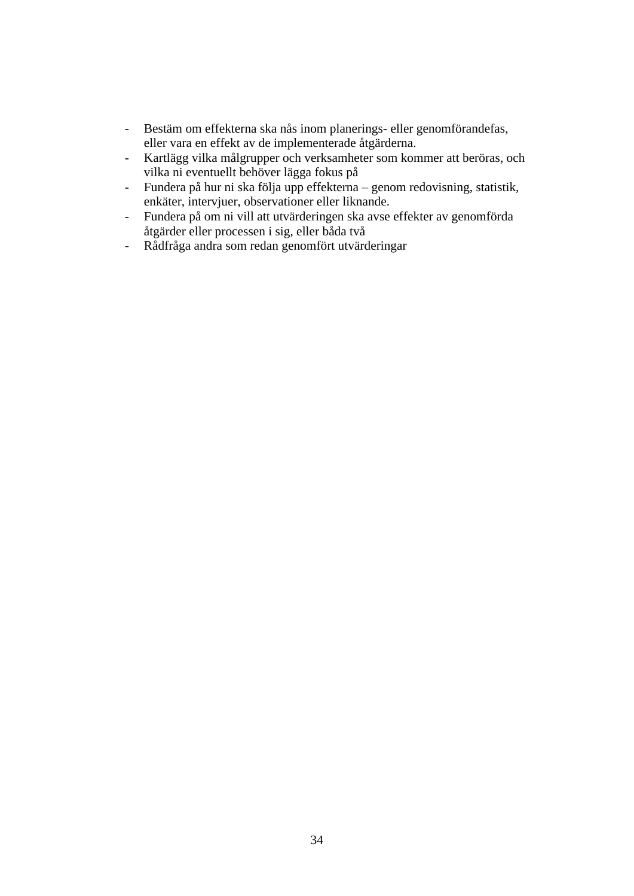- Bestäm om effekterna ska nås inom planerings- eller genomförandefas, eller vara en effekt av de implementerade åtgärderna.
- Kartlägg vilka målgrupper och verksamheter som kommer att beröras, och vilka ni eventuellt behöver lägga fokus på
- Fundera på hur ni ska följa upp effekterna – genom redovisning, statistik, enkäter, intervjuer, observationer eller liknande.
- Fundera på om ni vill att utvärderingen ska avse effekter av genomförda åtgärder eller processen i sig, eller båda två
- Rådfråga andra som redan genomfört utvärderingar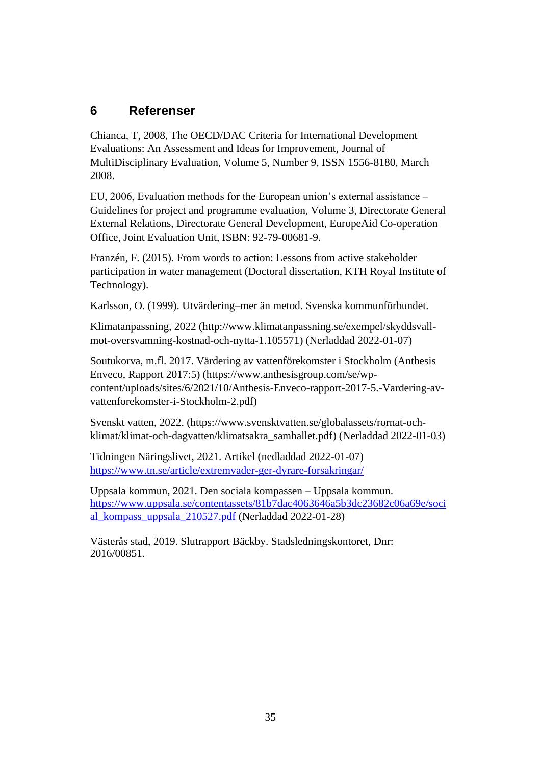# 6 Referenser

Chianca, T, 2008, The OECD/DAC Criteria for International Development Evaluations: An Assessment and Ideas for Improvement, Journal of MultiDisciplinary Evaluation, Volume 5, Number 9, ISSN 1556-8180, March 2008.

EU, 2006, Evaluation methods for the European union's external assistance – Guidelines for project and programme evaluation, Volume 3, Directorate General External Relations, Directorate General Development, EuropeAid Co-operation Office, Joint Evaluation Unit, ISBN: 92-79-00681-9.

Franzén, F. (2015). From words to action: Lessons from active stakeholder participation in water management (Doctoral dissertation, KTH Royal Institute of Technology).

Karlsson, O. (1999). Utvärdering–mer än metod. Svenska kommunförbundet.

Klimatanpassning, 2022 (http://www.klimatanpassning.se/exempel/skyddsvall-mot-oversvamning-kostnad-och-nytta-1.105571) (Nerladdad 2022-01-07)

Soutukorva, m.fl. 2017. Värdering av vattenförekomster i Stockholm (Anthesis Enveco, Rapport 2017:5) (https://www.anthesisgroup.com/se/wp-content/uploads/sites/6/2021/10/Anthesis-Enveco-rapport-2017-5.-Vardering-av-vattenforekomster-i-Stockholm-2.pdf)

Svenskt vatten, 2022. (https://www.svensktvatten.se/globalassets/rornat-och-klimat/klimat-och-dagvatten/klimatsakra_samhallet.pdf) (Nerladdad 2022-01-03)

Tidningen Näringslivet, 2021. Artikel (nedladdad 2022-01-07) https://www.tn.se/article/extremvader-ger-dyrare-forsakringar/

Uppsala kommun, 2021. Den sociala kompassen – Uppsala kommun. https://www.uppsala.se/contentassets/81b7dac4063646a5b3dc23682c06a69e/social_kompass_uppsala_210527.pdf (Nerladdad 2022-01-28)

Västerås stad, 2019. Slutrapport Bäckby. Stadsledningskontoret, Dnr: 2016/00851.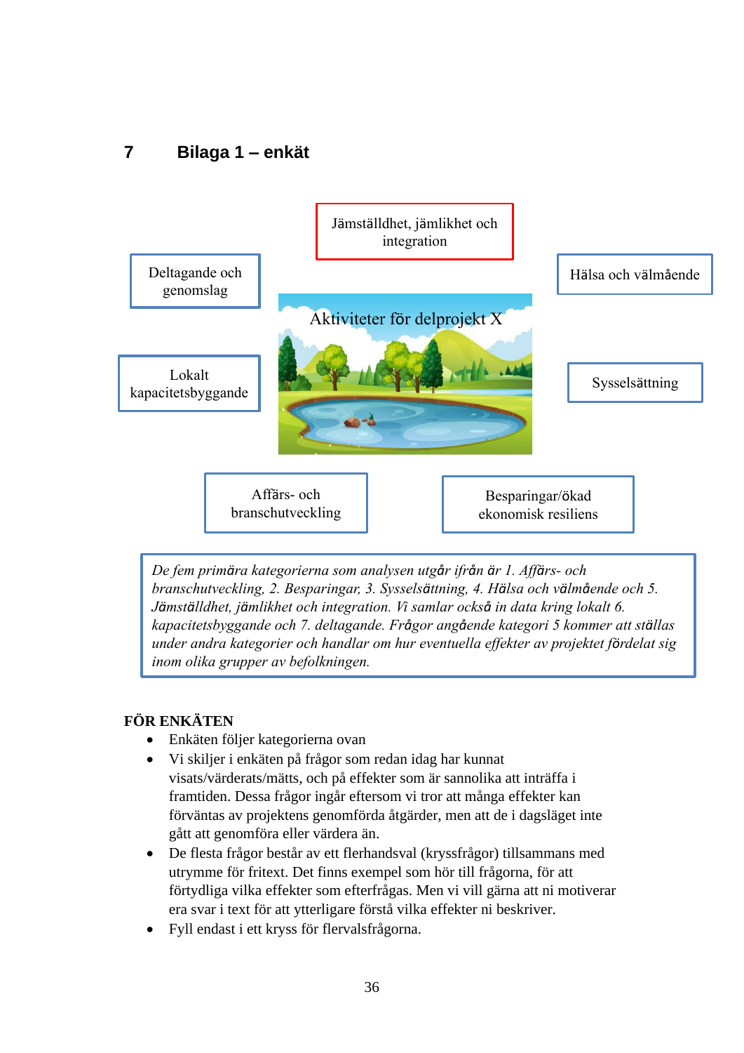# 7 Bilaga 1 – enkät

Jämställdhet, jämlikhet och integration

Deltagande och genomslag

Hälsa och välmående

Aktiviteter för delprojekt X

Lokalt kapacitetsbyggande

Sysselsättning

Affärs- och branschutveckling

Besparingar/ökad ekonomisk resiliens

*De fem primära kategorierna som analysen utgår ifrån är 1. Affärs- och branschutveckling, 2. Besparingar, 3. Sysselsättning, 4. Hälsa och välmående och 5. Jämställdhet, jämlikhet och integration. Vi samlar också in data kring lokalt 6. kapacitetsbyggande och 7. deltagande. Frågor angående kategori 5 kommer att ställas under andra kategorier och handlar om hur eventuella effekter av projektet fördelat sig inom olika grupper av befolkningen.*

**FÖR ENKÄTEN**

- Enkäten följer kategorierna ovan
- Vi skiljer i enkäten på frågor som redan idag har kunnat visats/värderats/mätts, och på effekter som är sannolika att inträffa i framtiden. Dessa frågor ingår eftersom vi tror att många effekter kan förväntas av projektens genomförda åtgärder, men att de i dagsläget inte gått att genomföra eller värdera än.
- De flesta frågor består av ett flerhandsval (kryssfrågor) tillsammans med utrymme för fritext. Det finns exempel som hör till frågorna, för att förtydliga vilka effekter som efterfrågas. Men vi vill gärna att ni motiverar era svar i text för att ytterligare förstå vilka effekter ni beskriver.
- Fyll endast i ett kryss för flervalsfrågorna.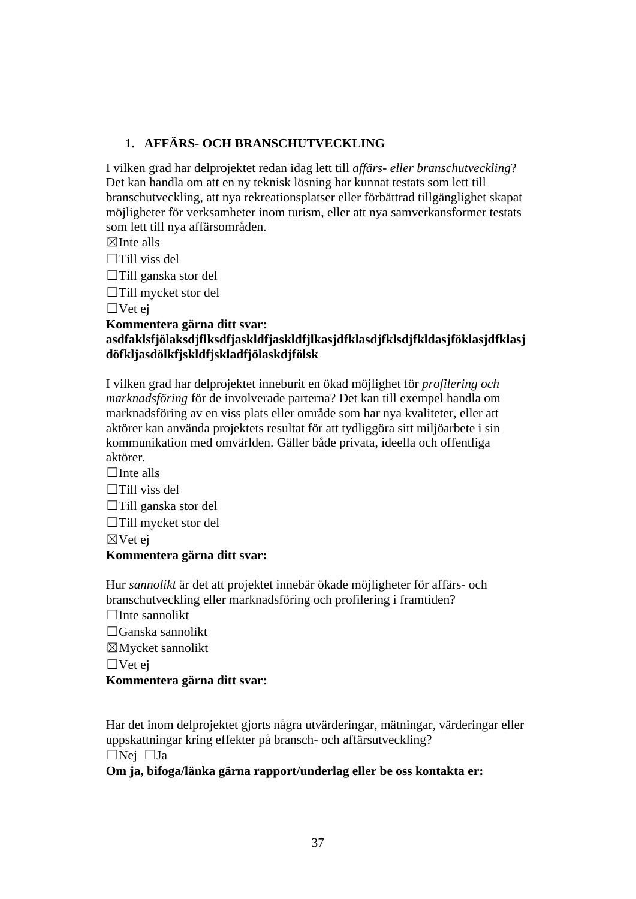## 1. AFFÄRS- OCH BRANSCHUTVECKLING

I vilken grad har delprojektet redan idag lett till *affärs- eller branschutveckling*? Det kan handla om att en ny teknisk lösning har kunnat testats som lett till branschutveckling, att nya rekreationsplatser eller förbättrad tillgänglighet skapat möjligheter för verksamheter inom turism, eller att nya samverkansformer testats som lett till nya affärsområden.

☒Inte alls

☐Till viss del

☐Till ganska stor del

☐Till mycket stor del

☐Vet ej

**Kommentera gärna ditt svar:**
**asdfaklsfjölaksdjflksdfjaskldfjaskldfjlkasjdfklasdjfklsdjfkldasjföklasjdfklasj döfkljasdölkfjskldfjskladfjölaskdjfölsk**

I vilken grad har delprojektet inneburit en ökad möjlighet för *profilering och marknadsföring* för de involverade parterna? Det kan till exempel handla om marknadsföring av en viss plats eller område som har nya kvaliteter, eller att aktörer kan använda projektets resultat för att tydliggöra sitt miljöarbete i sin kommunikation med omvärlden. Gäller både privata, ideella och offentliga aktörer.

☐Inte alls

☐Till viss del

☐Till ganska stor del

☐Till mycket stor del

☒Vet ej

**Kommentera gärna ditt svar:**

Hur *sannolikt* är det att projektet innebär ökade möjligheter för affärs- och branschutveckling eller marknadsföring och profilering i framtiden?

☐Inte sannolikt

☐Ganska sannolikt

☒Mycket sannolikt

☐Vet ej

**Kommentera gärna ditt svar:**

Har det inom delprojektet gjorts några utvärderingar, mätningar, värderingar eller uppskattningar kring effekter på bransch- och affärsutveckling?

☐Nej ☐Ja

**Om ja, bifoga/länka gärna rapport/underlag eller be oss kontakta er:**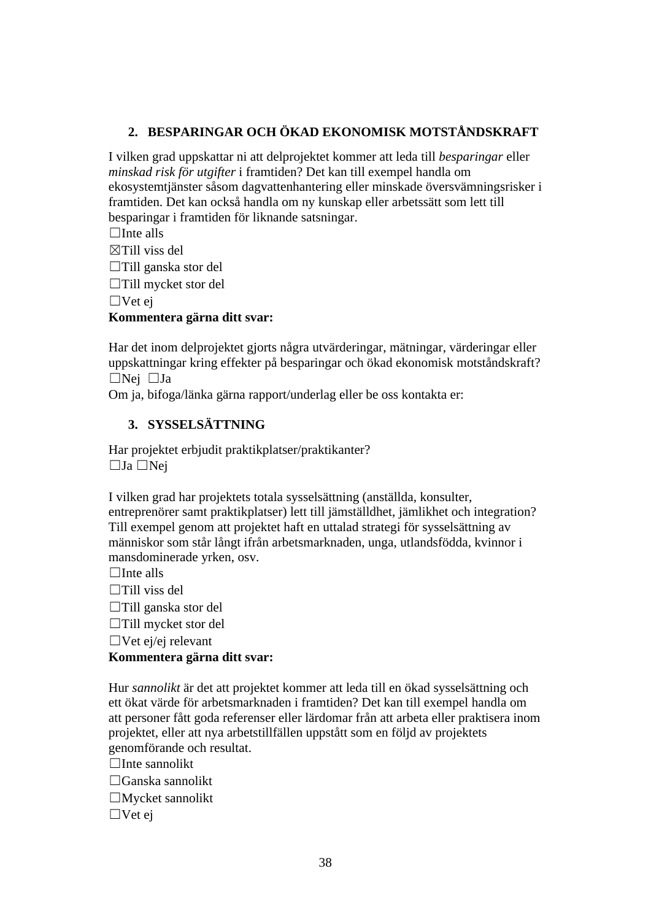## 2. BESPARINGAR OCH ÖKAD EKONOMISK MOTSTÅNDSKRAFT

I vilken grad uppskattar ni att delprojektet kommer att leda till *besparingar* eller *minskad risk för utgifter* i framtiden? Det kan till exempel handla om ekosystemtjänster såsom dagvattenhantering eller minskade översvämningsrisker i framtiden. Det kan också handla om ny kunskap eller arbetssätt som lett till besparingar i framtiden för liknande satsningar.

☐Inte alls
☒Till viss del
☐Till ganska stor del
☐Till mycket stor del
☐Vet ej

**Kommentera gärna ditt svar:**

Har det inom delprojektet gjorts några utvärderingar, mätningar, värderingar eller uppskattningar kring effekter på besparingar och ökad ekonomisk motståndskraft?
☐Nej ☐Ja
Om ja, bifoga/länka gärna rapport/underlag eller be oss kontakta er:

## 3. SYSSELSÄTTNING

Har projektet erbjudit praktikplatser/praktikanter?
☐Ja ☐Nej

I vilken grad har projektets totala sysselsättning (anställda, konsulter, entreprenörer samt praktikplatser) lett till jämställdhet, jämlikhet och integration? Till exempel genom att projektet haft en uttalad strategi för sysselsättning av människor som står långt ifrån arbetsmarknaden, unga, utlandsfödda, kvinnor i mansdominerade yrken, osv.

☐Inte alls
☐Till viss del
☐Till ganska stor del
☐Till mycket stor del
☐Vet ej/ej relevant

**Kommentera gärna ditt svar:**

Hur *sannolikt* är det att projektet kommer att leda till en ökad sysselsättning och ett ökat värde för arbetsmarknaden i framtiden? Det kan till exempel handla om att personer fått goda referenser eller lärdomar från att arbeta eller praktisera inom projektet, eller att nya arbetstillfällen uppstått som en följd av projektets genomförande och resultat.

☐Inte sannolikt
☐Ganska sannolikt
☐Mycket sannolikt
☐Vet ej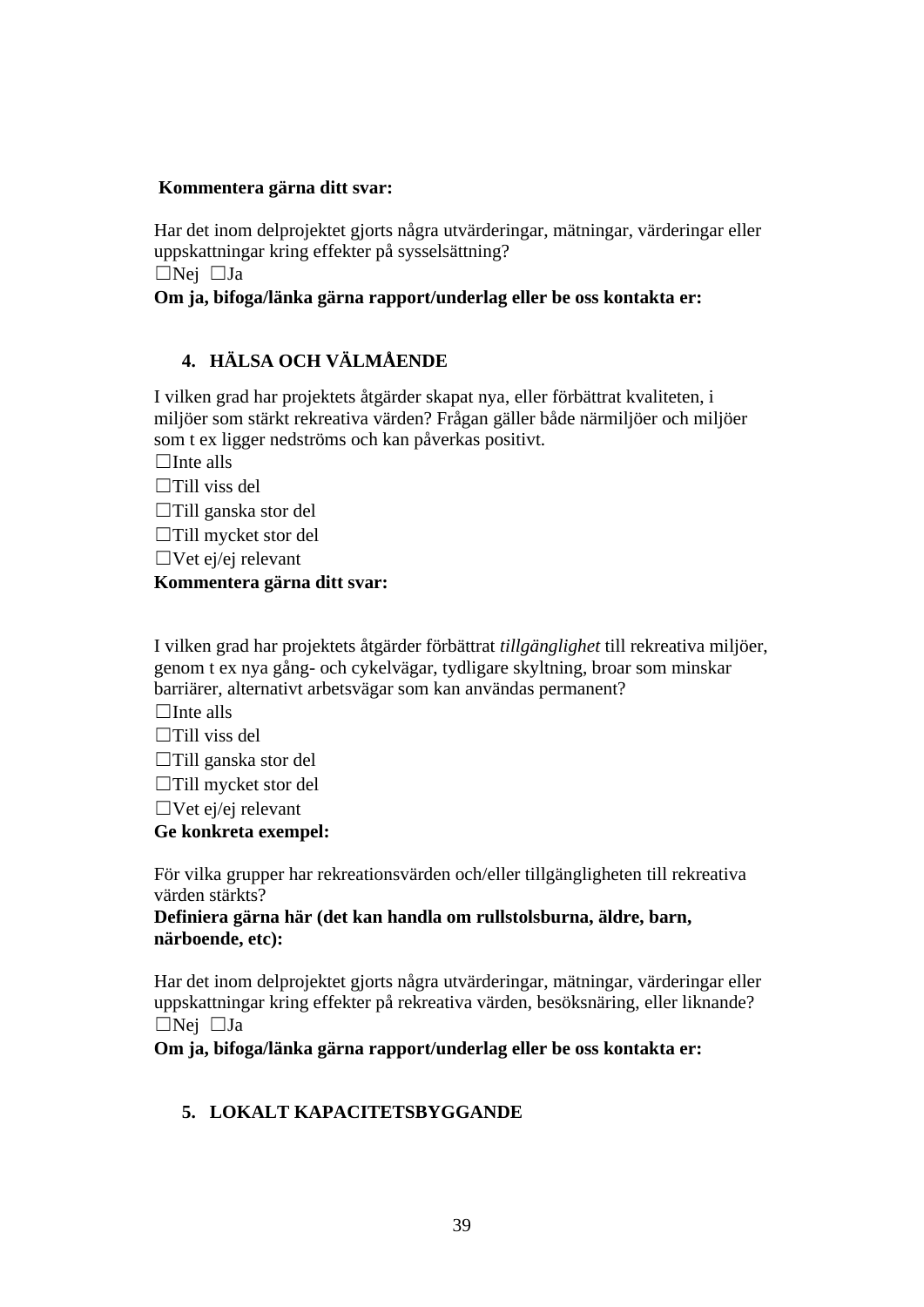**Kommentera gärna ditt svar:**

Har det inom delprojektet gjorts några utvärderingar, mätningar, värderingar eller uppskattningar kring effekter på sysselsättning?
☐Nej ☐Ja
**Om ja, bifoga/länka gärna rapport/underlag eller be oss kontakta er:**

## 4. HÄLSA OCH VÄLMÅENDE

I vilken grad har projektets åtgärder skapat nya, eller förbättrat kvaliteten, i miljöer som stärkt rekreativa värden? Frågan gäller både närmiljöer och miljöer som t ex ligger nedströms och kan påverkas positivt.

☐Inte alls
☐Till viss del
☐Till ganska stor del
☐Till mycket stor del
☐Vet ej/ej relevant

**Kommentera gärna ditt svar:**

I vilken grad har projektets åtgärder förbättrat *tillgänglighet* till rekreativa miljöer, genom t ex nya gång- och cykelvägar, tydligare skyltning, broar som minskar barriärer, alternativt arbetsvägar som kan användas permanent?

☐Inte alls
☐Till viss del
☐Till ganska stor del
☐Till mycket stor del
☐Vet ej/ej relevant

**Ge konkreta exempel:**

För vilka grupper har rekreationsvärden och/eller tillgängligheten till rekreativa värden stärkts?
**Definiera gärna här (det kan handla om rullstolsburna, äldre, barn, närboende, etc):**

Har det inom delprojektet gjorts några utvärderingar, mätningar, värderingar eller uppskattningar kring effekter på rekreativa värden, besöksnäring, eller liknande?
☐Nej ☐Ja
**Om ja, bifoga/länka gärna rapport/underlag eller be oss kontakta er:**

## 5. LOKALT KAPACITETSBYGGANDE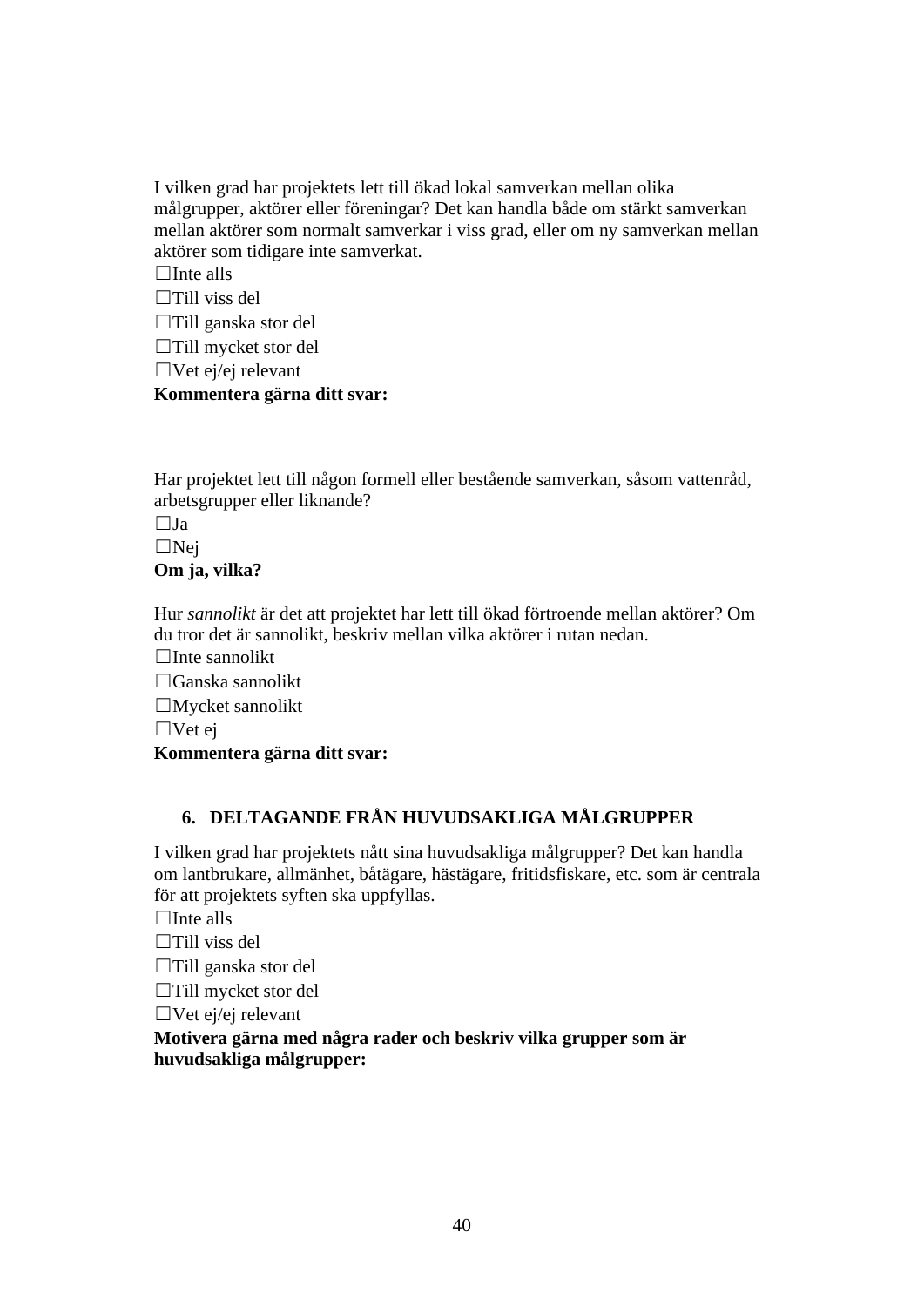I vilken grad har projektets lett till ökad lokal samverkan mellan olika målgrupper, aktörer eller föreningar? Det kan handla både om stärkt samverkan mellan aktörer som normalt samverkar i viss grad, eller om ny samverkan mellan aktörer som tidigare inte samverkat.

☐Inte alls

☐Till viss del

☐Till ganska stor del

☐Till mycket stor del

☐Vet ej/ej relevant

**Kommentera gärna ditt svar:**

Har projektet lett till någon formell eller bestående samverkan, såsom vattenråd, arbetsgrupper eller liknande?

☐Ja

☐Nej

**Om ja, vilka?**

Hur *sannolikt* är det att projektet har lett till ökad förtroende mellan aktörer? Om du tror det är sannolikt, beskriv mellan vilka aktörer i rutan nedan.

☐Inte sannolikt

☐Ganska sannolikt

☐Mycket sannolikt

☐Vet ej

**Kommentera gärna ditt svar:**

## 6. DELTAGANDE FRÅN HUVUDSAKLIGA MÅLGRUPPER

I vilken grad har projektets nått sina huvudsakliga målgrupper? Det kan handla om lantbrukare, allmänhet, båtägare, hästägare, fritidsfiskare, etc. som är centrala för att projektets syften ska uppfyllas.

☐Inte alls

☐Till viss del

☐Till ganska stor del

☐Till mycket stor del

☐Vet ej/ej relevant

**Motivera gärna med några rader och beskriv vilka grupper som är huvudsakliga målgrupper:**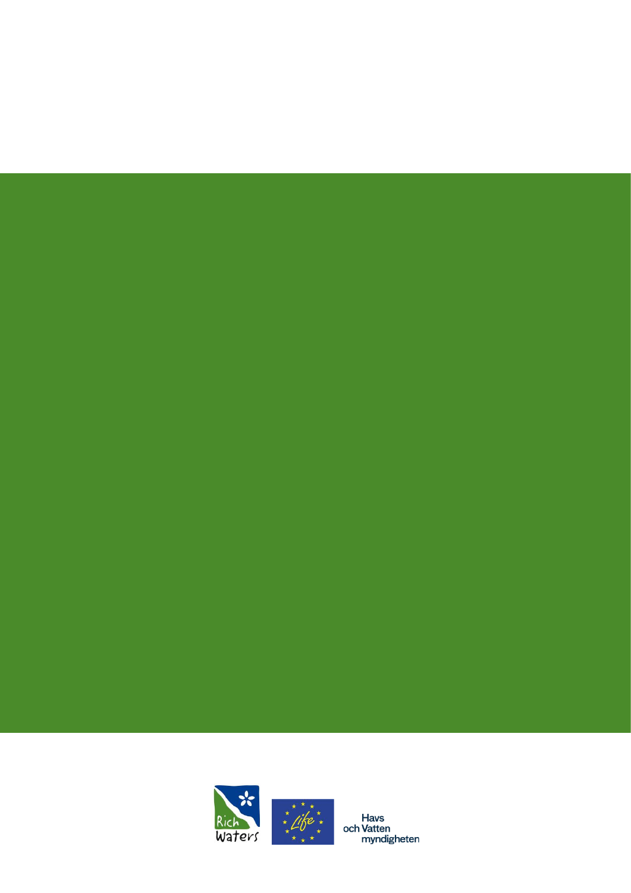Havs
och Vatten
myndigheten